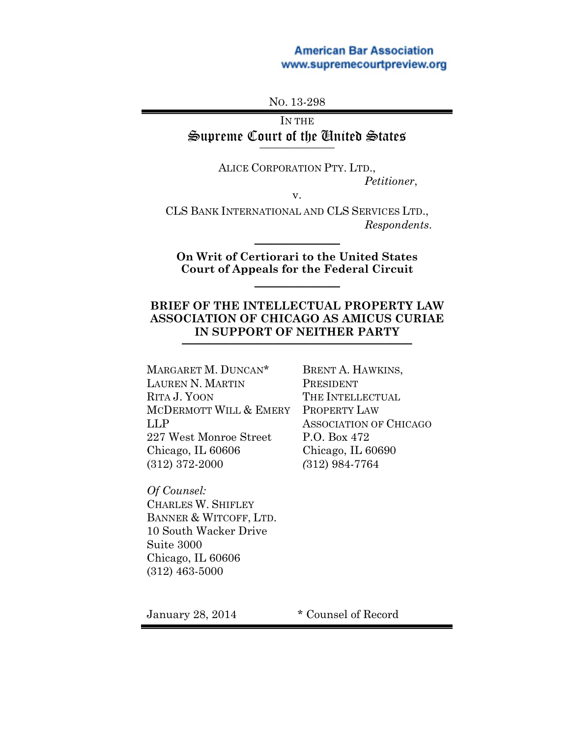American Bar Association
www.supremecourtpreview.org

NO. 13-298

IN THE

# Supreme Court of the United States

ALICE CORPORATION PTY. LTD.,
*Petitioner*,

v.

CLS BANK INTERNATIONAL AND CLS SERVICES LTD.,
*Respondents*.

**On Writ of Certiorari to the United States Court of Appeals for the Federal Circuit**

## BRIEF OF THE INTELLECTUAL PROPERTY LAW ASSOCIATION OF CHICAGO AS AMICUS CURIAE IN SUPPORT OF NEITHER PARTY

MARGARET M. DUNCAN*
LAUREN N. MARTIN
RITA J. YOON
MCDERMOTT WILL & EMERY LLP
227 West Monroe Street
Chicago, IL 60606
(312) 372-2000

BRENT A. HAWKINS, PRESIDENT
THE INTELLECTUAL PROPERTY LAW ASSOCIATION OF CHICAGO
P.O. Box 472
Chicago, IL 60690
(312) 984-7764

*Of Counsel:*
CHARLES W. SHIFLEY
BANNER & WITCOFF, LTD.
10 South Wacker Drive
Suite 3000
Chicago, IL 60606
(312) 463-5000

January 28, 2014

\* Counsel of Record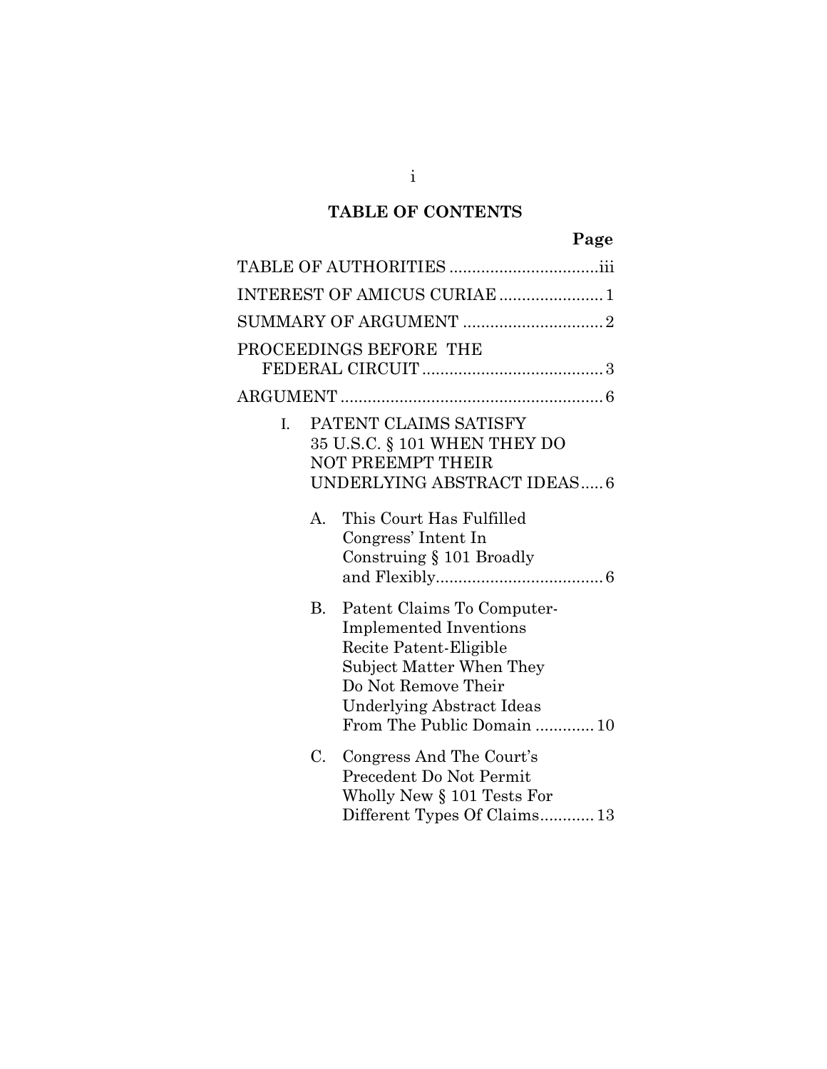# TABLE OF CONTENTS

| | Page |
|---|---|
| TABLE OF AUTHORITIES | iii |
| INTEREST OF AMICUS CURIAE | 1 |
| SUMMARY OF ARGUMENT | 2 |
| PROCEEDINGS BEFORE THE FEDERAL CIRCUIT | 3 |
| ARGUMENT | 6 |
| I. PATENT CLAIMS SATISFY 35 U.S.C. § 101 WHEN THEY DO NOT PREEMPT THEIR UNDERLYING ABSTRACT IDEAS | 6 |
| A. This Court Has Fulfilled Congress' Intent In Construing § 101 Broadly and Flexibly | 6 |
| B. Patent Claims To Computer-Implemented Inventions Recite Patent-Eligible Subject Matter When They Do Not Remove Their Underlying Abstract Ideas From The Public Domain | 10 |
| C. Congress And The Court's Precedent Do Not Permit Wholly New § 101 Tests For Different Types Of Claims | 13 |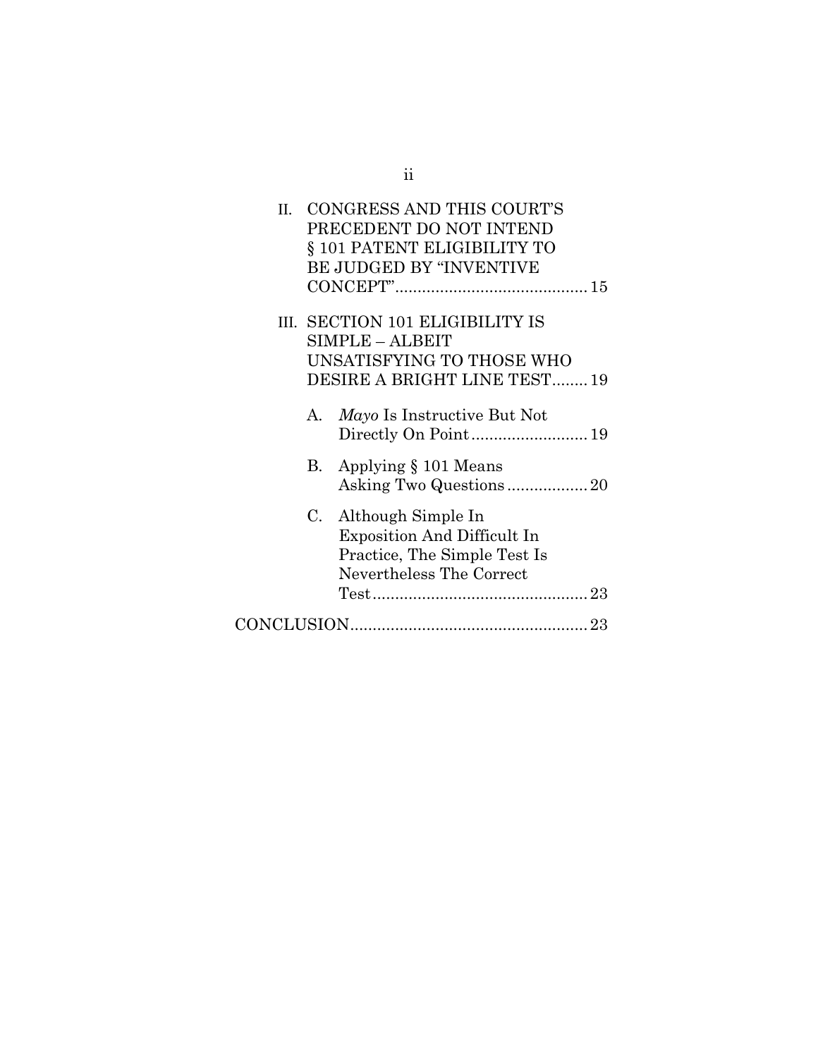II. CONGRESS AND THIS COURT'S PRECEDENT DO NOT INTEND § 101 PATENT ELIGIBILITY TO BE JUDGED BY "INVENTIVE CONCEPT" .......... 15

III. SECTION 101 ELIGIBILITY IS SIMPLE – ALBEIT UNSATISFYING TO THOSE WHO DESIRE A BRIGHT LINE TEST ........ 19

A. *Mayo* Is Instructive But Not Directly On Point .......... 19

B. Applying § 101 Means Asking Two Questions .......... 20

C. Although Simple In Exposition And Difficult In Practice, The Simple Test Is Nevertheless The Correct Test .......... 23

CONCLUSION .......... 23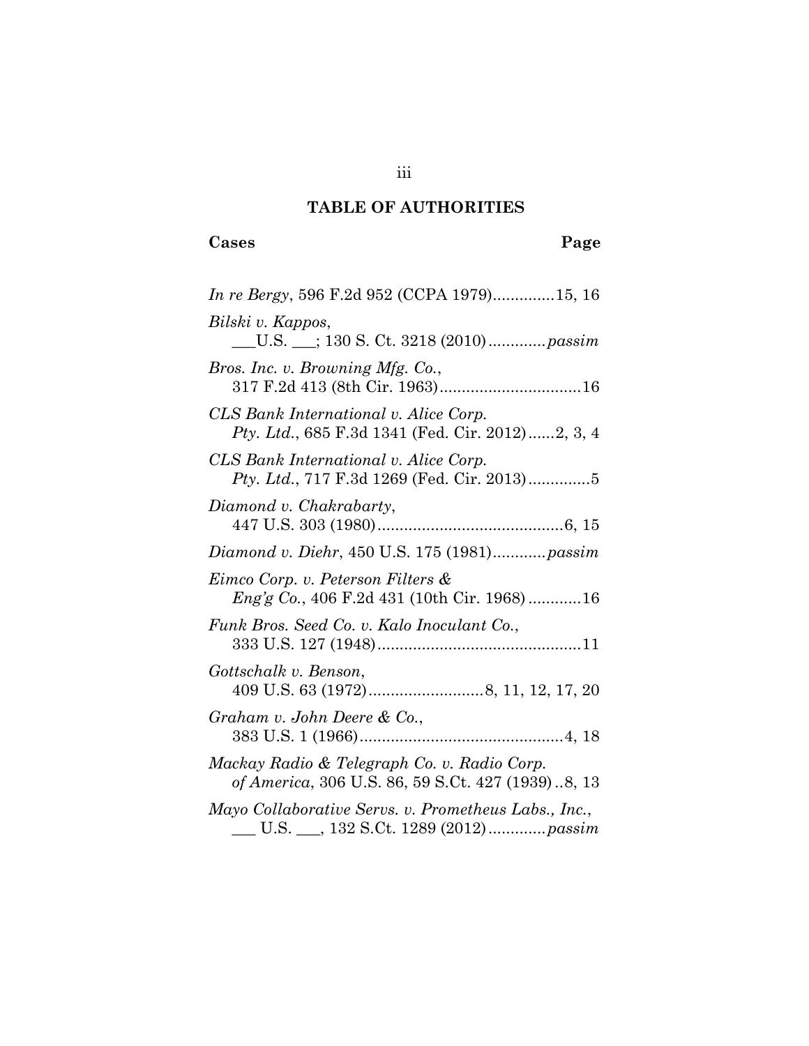## TABLE OF AUTHORITIES

**Cases** **Page**

*In re Bergy*, 596 F.2d 952 (CCPA 1979)..............15, 16

*Bilski v. Kappos*,
___U.S. ___; 130 S. Ct. 3218 (2010).............*passim*

*Bros. Inc. v. Browning Mfg. Co.*,
317 F.2d 413 (8th Cir. 1963)................................16

*CLS Bank International v. Alice Corp. Pty. Ltd.*, 685 F.3d 1341 (Fed. Cir. 2012)......2, 3, 4

*CLS Bank International v. Alice Corp. Pty. Ltd.*, 717 F.3d 1269 (Fed. Cir. 2013)..............5

*Diamond v. Chakrabarty*,
447 U.S. 303 (1980)..........................................6, 15

*Diamond v. Diehr*, 450 U.S. 175 (1981)............*passim*

*Eimco Corp. v. Peterson Filters & Eng'g Co.*, 406 F.2d 431 (10th Cir. 1968)............16

*Funk Bros. Seed Co. v. Kalo Inoculant Co.*,
333 U.S. 127 (1948).............................................11

*Gottschalk v. Benson*,
409 U.S. 63 (1972)..........................8, 11, 12, 17, 20

*Graham v. John Deere & Co.*,
383 U.S. 1 (1966).............................................4, 18

*Mackay Radio & Telegraph Co. v. Radio Corp. of America*, 306 U.S. 86, 59 S.Ct. 427 (1939)..8, 13

*Mayo Collaborative Servs. v. Prometheus Labs., Inc.*,
___ U.S. ___, 132 S.Ct. 1289 (2012).............*passim*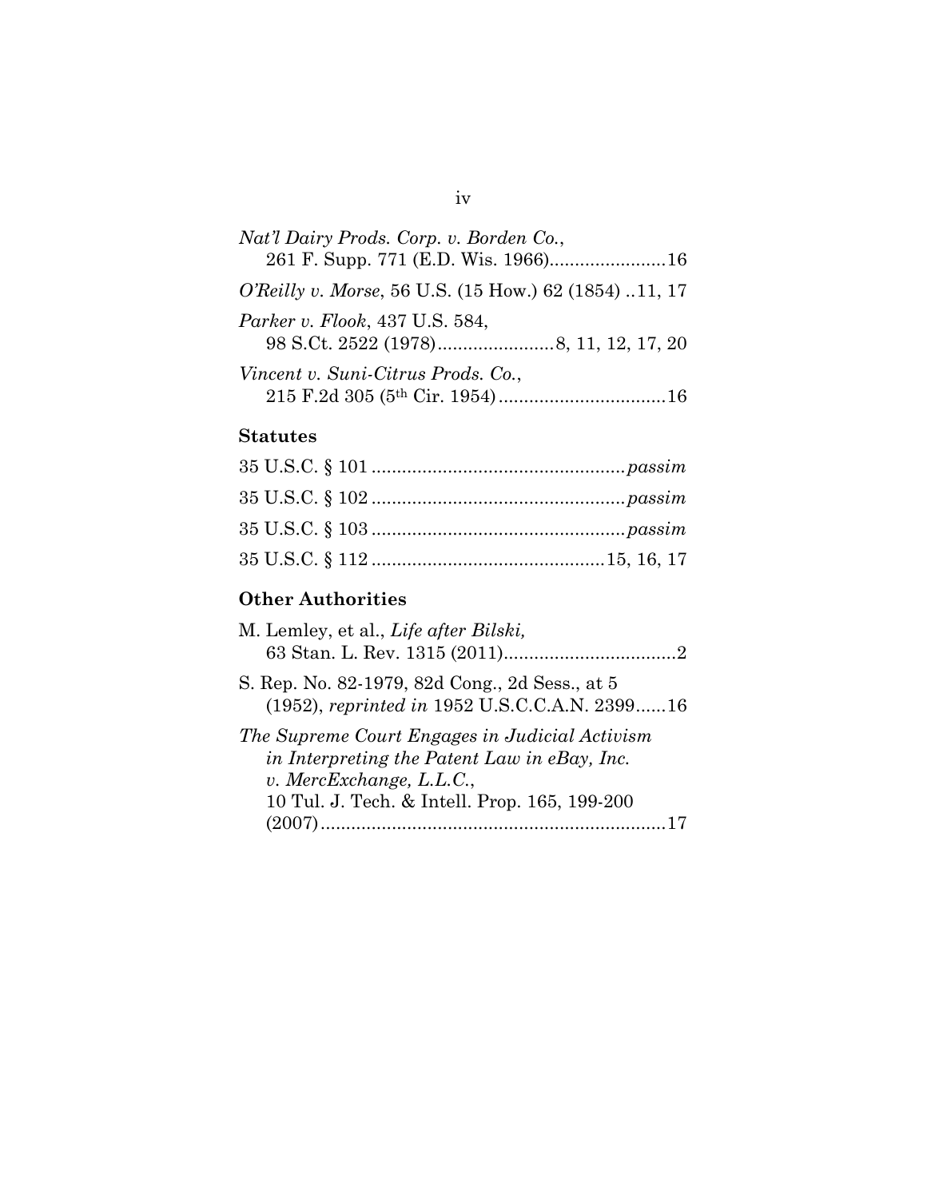*Nat'l Dairy Prods. Corp. v. Borden Co.*, 261 F. Supp. 771 (E.D. Wis. 1966).......................16

*O'Reilly v. Morse*, 56 U.S. (15 How.) 62 (1854) ..11, 17

*Parker v. Flook*, 437 U.S. 584, 98 S.Ct. 2522 (1978).......................8, 11, 12, 17, 20

*Vincent v. Suni-Citrus Prods. Co.*, 215 F.2d 305 (5th Cir. 1954).................................16

**Statutes**

35 U.S.C. § 101 .................................................*passim*

35 U.S.C. § 102 .................................................*passim*

35 U.S.C. § 103 .................................................*passim*

35 U.S.C. § 112 ............................................15, 16, 17

**Other Authorities**

M. Lemley, et al., *Life after Bilski,* 63 Stan. L. Rev. 1315 (2011)..................................2

S. Rep. No. 82-1979, 82d Cong., 2d Sess., at 5 (1952), *reprinted in* 1952 U.S.C.C.A.N. 2399......16

*The Supreme Court Engages in Judicial Activism in Interpreting the Patent Law in eBay, Inc. v. MercExchange, L.L.C.*, 10 Tul. J. Tech. & Intell. Prop. 165, 199-200 (2007)....................................................................17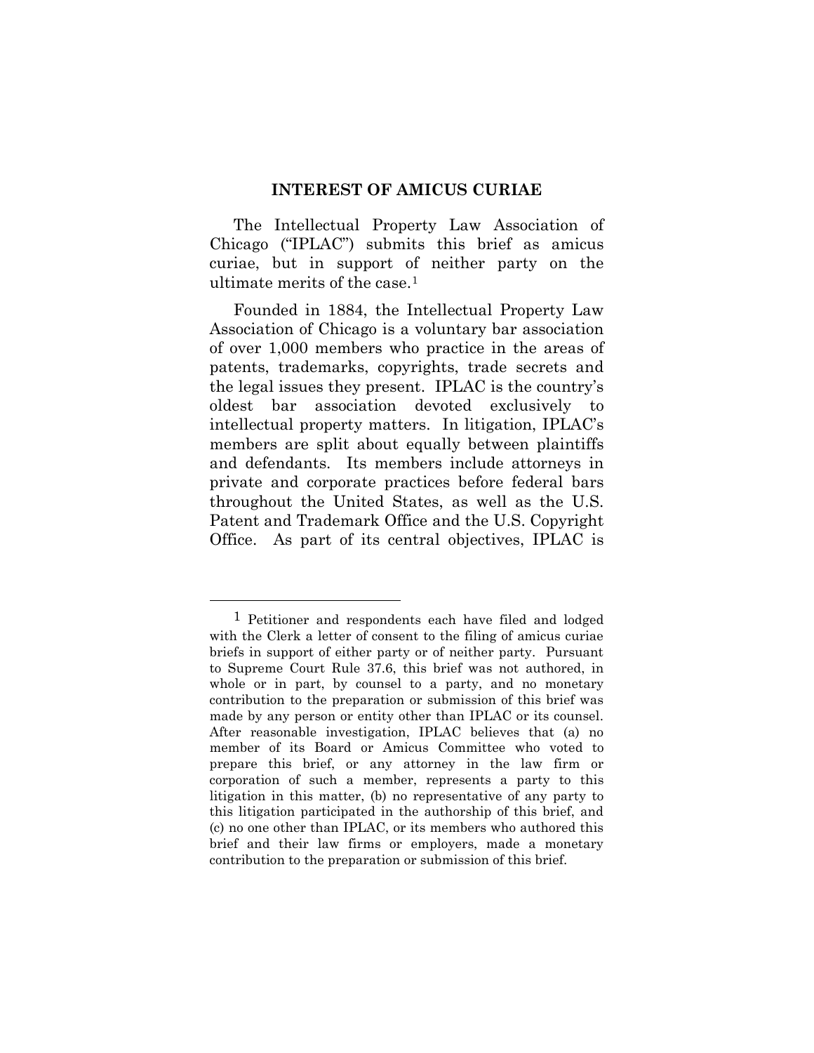## INTEREST OF AMICUS CURIAE

The Intellectual Property Law Association of Chicago ("IPLAC") submits this brief as amicus curiae, but in support of neither party on the ultimate merits of the case.[1]

Founded in 1884, the Intellectual Property Law Association of Chicago is a voluntary bar association of over 1,000 members who practice in the areas of patents, trademarks, copyrights, trade secrets and the legal issues they present. IPLAC is the country's oldest bar association devoted exclusively to intellectual property matters. In litigation, IPLAC's members are split about equally between plaintiffs and defendants. Its members include attorneys in private and corporate practices before federal bars throughout the United States, as well as the U.S. Patent and Trademark Office and the U.S. Copyright Office. As part of its central objectives, IPLAC is

---

[1] Petitioner and respondents each have filed and lodged with the Clerk a letter of consent to the filing of amicus curiae briefs in support of either party or of neither party. Pursuant to Supreme Court Rule 37.6, this brief was not authored, in whole or in part, by counsel to a party, and no monetary contribution to the preparation or submission of this brief was made by any person or entity other than IPLAC or its counsel. After reasonable investigation, IPLAC believes that (a) no member of its Board or Amicus Committee who voted to prepare this brief, or any attorney in the law firm or corporation of such a member, represents a party to this litigation in this matter, (b) no representative of any party to this litigation participated in the authorship of this brief, and (c) no one other than IPLAC, or its members who authored this brief and their law firms or employers, made a monetary contribution to the preparation or submission of this brief.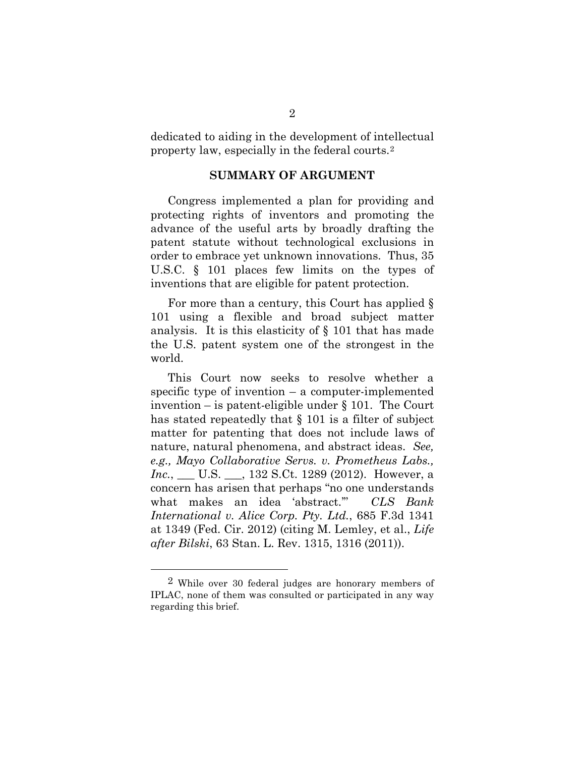dedicated to aiding in the development of intellectual property law, especially in the federal courts.[2]

## SUMMARY OF ARGUMENT

Congress implemented a plan for providing and protecting rights of inventors and promoting the advance of the useful arts by broadly drafting the patent statute without technological exclusions in order to embrace yet unknown innovations. Thus, 35 U.S.C. § 101 places few limits on the types of inventions that are eligible for patent protection.

For more than a century, this Court has applied § 101 using a flexible and broad subject matter analysis. It is this elasticity of § 101 that has made the U.S. patent system one of the strongest in the world.

This Court now seeks to resolve whether a specific type of invention – a computer-implemented invention – is patent-eligible under § 101. The Court has stated repeatedly that § 101 is a filter of subject matter for patenting that does not include laws of nature, natural phenomena, and abstract ideas. *See, e.g., Mayo Collaborative Servs. v. Prometheus Labs., Inc.*, ___ U.S. ___, 132 S.Ct. 1289 (2012). However, a concern has arisen that perhaps "no one understands what makes an idea 'abstract.'" *CLS Bank International v. Alice Corp. Pty. Ltd.*, 685 F.3d 1341 at 1349 (Fed. Cir. 2012) (citing M. Lemley, et al., *Life after Bilski*, 63 Stan. L. Rev. 1315, 1316 (2011)).

---

[2] While over 30 federal judges are honorary members of IPLAC, none of them was consulted or participated in any way regarding this brief.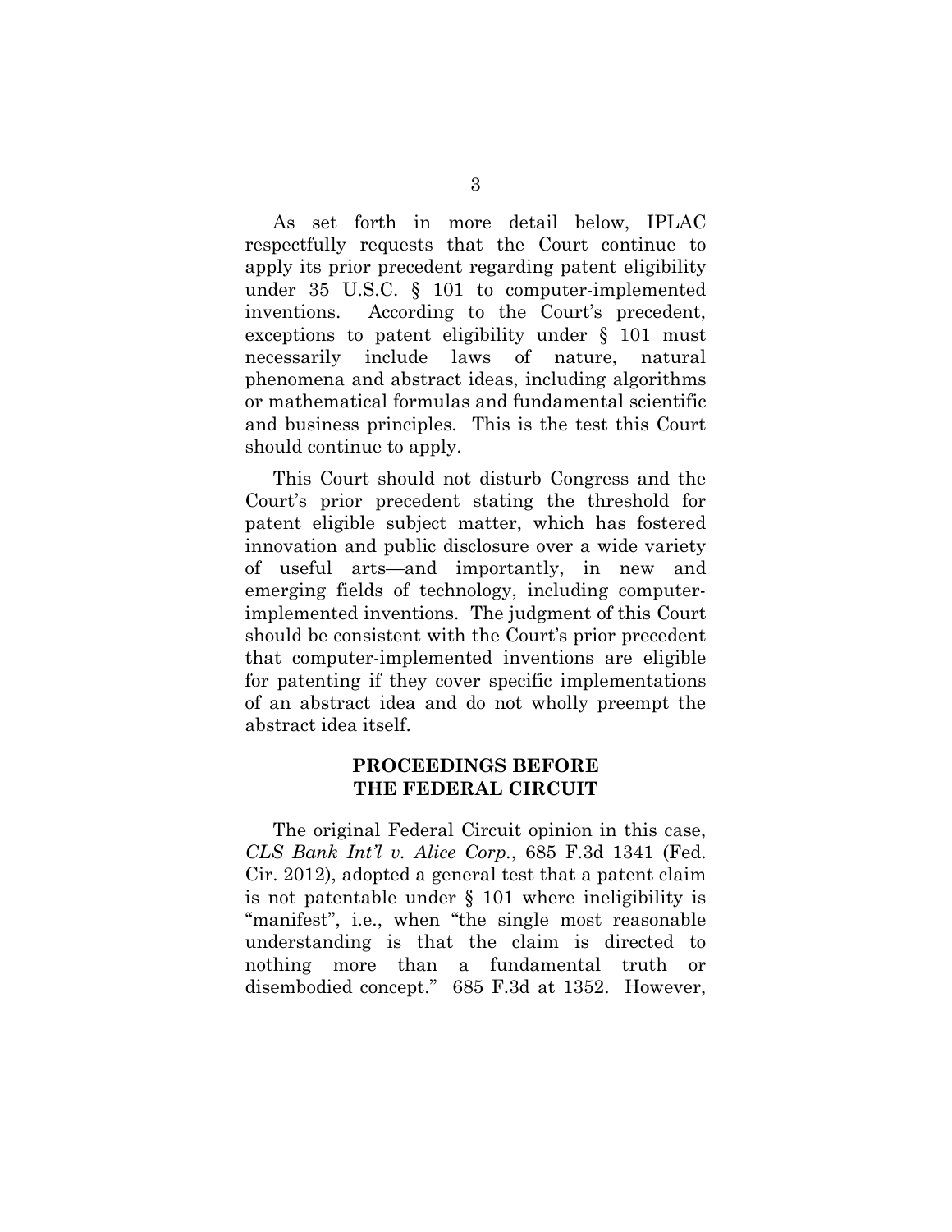As set forth in more detail below, IPLAC respectfully requests that the Court continue to apply its prior precedent regarding patent eligibility under 35 U.S.C. § 101 to computer-implemented inventions. According to the Court's precedent, exceptions to patent eligibility under § 101 must necessarily include laws of nature, natural phenomena and abstract ideas, including algorithms or mathematical formulas and fundamental scientific and business principles. This is the test this Court should continue to apply.

This Court should not disturb Congress and the Court's prior precedent stating the threshold for patent eligible subject matter, which has fostered innovation and public disclosure over a wide variety of useful arts—and importantly, in new and emerging fields of technology, including computer-implemented inventions. The judgment of this Court should be consistent with the Court's prior precedent that computer-implemented inventions are eligible for patenting if they cover specific implementations of an abstract idea and do not wholly preempt the abstract idea itself.

## PROCEEDINGS BEFORE THE FEDERAL CIRCUIT

The original Federal Circuit opinion in this case, *CLS Bank Int'l v. Alice Corp.*, 685 F.3d 1341 (Fed. Cir. 2012), adopted a general test that a patent claim is not patentable under § 101 where ineligibility is "manifest", i.e., when "the single most reasonable understanding is that the claim is directed to nothing more than a fundamental truth or disembodied concept." 685 F.3d at 1352. However,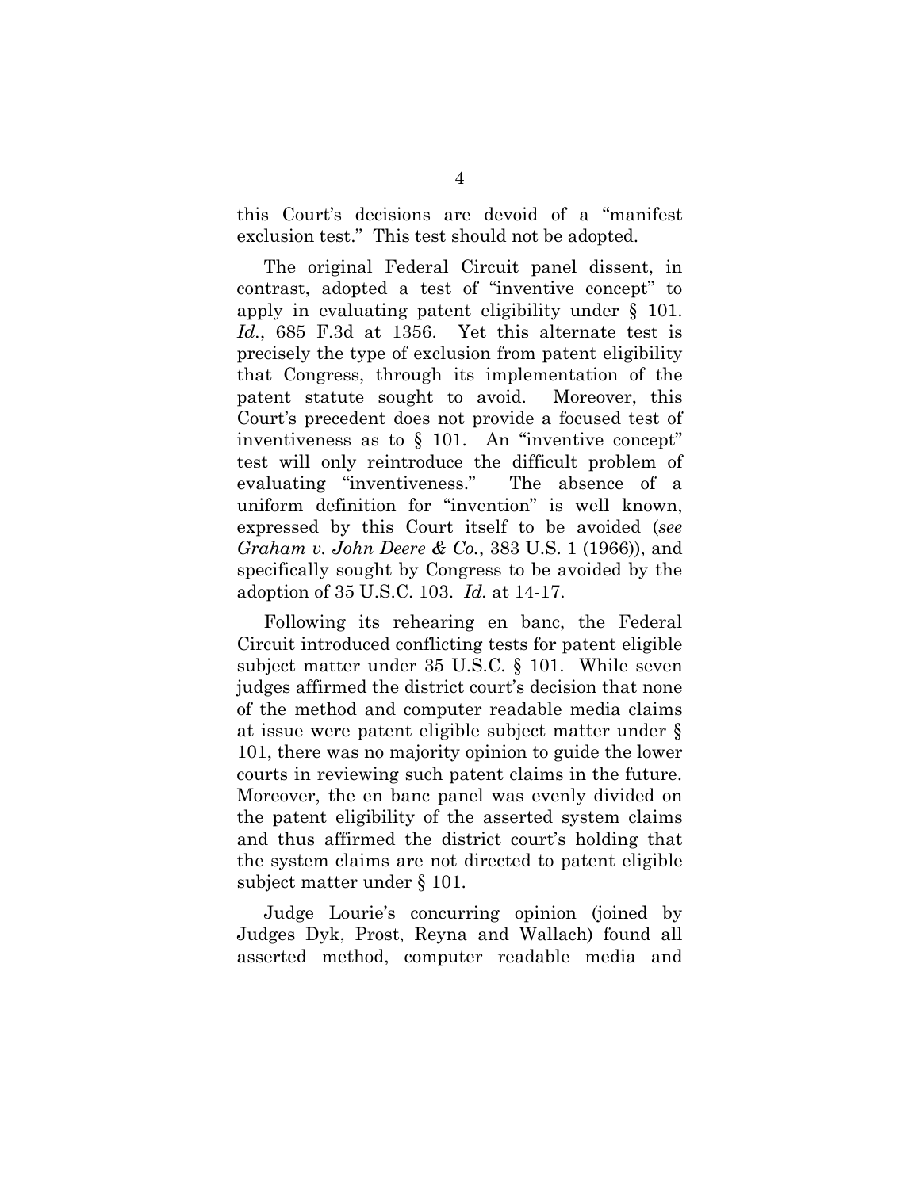this Court's decisions are devoid of a "manifest exclusion test." This test should not be adopted.

The original Federal Circuit panel dissent, in contrast, adopted a test of "inventive concept" to apply in evaluating patent eligibility under § 101. *Id.*, 685 F.3d at 1356. Yet this alternate test is precisely the type of exclusion from patent eligibility that Congress, through its implementation of the patent statute sought to avoid. Moreover, this Court's precedent does not provide a focused test of inventiveness as to § 101. An "inventive concept" test will only reintroduce the difficult problem of evaluating "inventiveness." The absence of a uniform definition for "invention" is well known, expressed by this Court itself to be avoided (*see Graham v. John Deere & Co.*, 383 U.S. 1 (1966)), and specifically sought by Congress to be avoided by the adoption of 35 U.S.C. 103. *Id.* at 14-17.

Following its rehearing en banc, the Federal Circuit introduced conflicting tests for patent eligible subject matter under 35 U.S.C. § 101. While seven judges affirmed the district court's decision that none of the method and computer readable media claims at issue were patent eligible subject matter under § 101, there was no majority opinion to guide the lower courts in reviewing such patent claims in the future. Moreover, the en banc panel was evenly divided on the patent eligibility of the asserted system claims and thus affirmed the district court's holding that the system claims are not directed to patent eligible subject matter under § 101.

Judge Lourie's concurring opinion (joined by Judges Dyk, Prost, Reyna and Wallach) found all asserted method, computer readable media and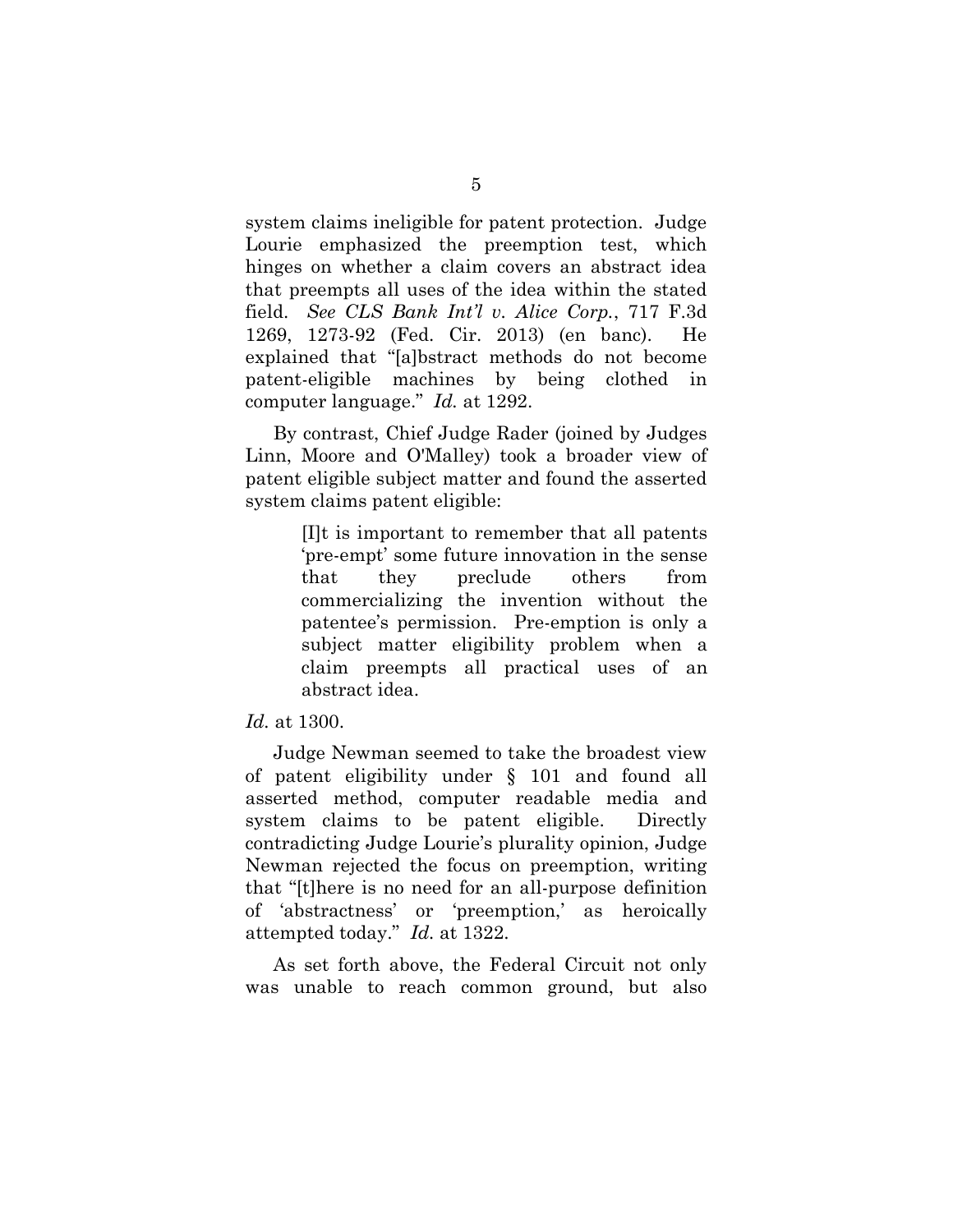system claims ineligible for patent protection. Judge Lourie emphasized the preemption test, which hinges on whether a claim covers an abstract idea that preempts all uses of the idea within the stated field. *See CLS Bank Int'l v. Alice Corp.*, 717 F.3d 1269, 1273-92 (Fed. Cir. 2013) (en banc). He explained that "[a]bstract methods do not become patent-eligible machines by being clothed in computer language." *Id.* at 1292.

By contrast, Chief Judge Rader (joined by Judges Linn, Moore and O'Malley) took a broader view of patent eligible subject matter and found the asserted system claims patent eligible:

> [I]t is important to remember that all patents 'pre-empt' some future innovation in the sense that they preclude others from commercializing the invention without the patentee's permission. Pre-emption is only a subject matter eligibility problem when a claim preempts all practical uses of an abstract idea.

*Id.* at 1300.

Judge Newman seemed to take the broadest view of patent eligibility under § 101 and found all asserted method, computer readable media and system claims to be patent eligible. Directly contradicting Judge Lourie's plurality opinion, Judge Newman rejected the focus on preemption, writing that "[t]here is no need for an all-purpose definition of 'abstractness' or 'preemption,' as heroically attempted today." *Id.* at 1322.

As set forth above, the Federal Circuit not only was unable to reach common ground, but also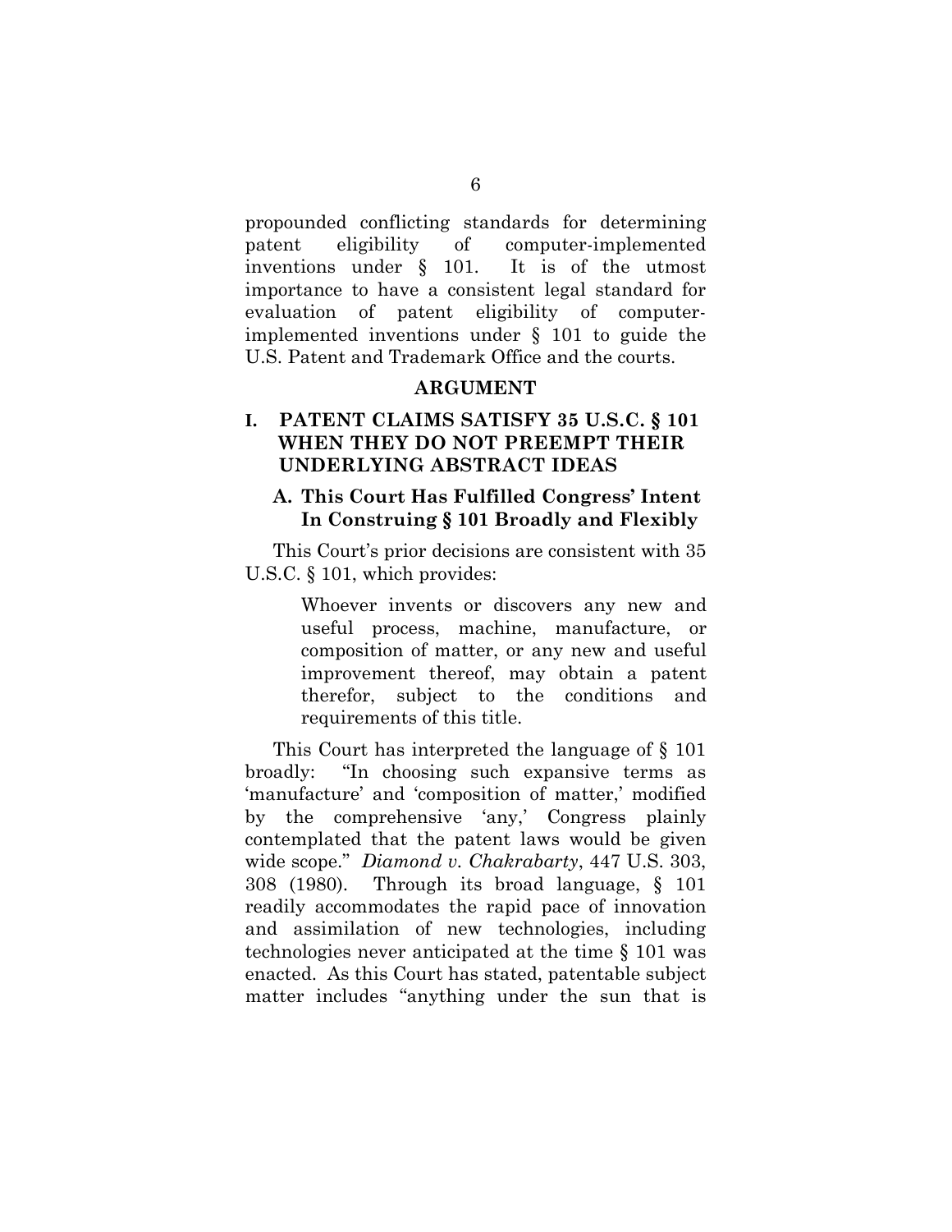propounded conflicting standards for determining patent eligibility of computer-implemented inventions under § 101. It is of the utmost importance to have a consistent legal standard for evaluation of patent eligibility of computer-implemented inventions under § 101 to guide the U.S. Patent and Trademark Office and the courts.

## ARGUMENT

### I. PATENT CLAIMS SATISFY 35 U.S.C. § 101 WHEN THEY DO NOT PREEMPT THEIR UNDERLYING ABSTRACT IDEAS

#### A. This Court Has Fulfilled Congress' Intent In Construing § 101 Broadly and Flexibly

This Court's prior decisions are consistent with 35 U.S.C. § 101, which provides:

> Whoever invents or discovers any new and useful process, machine, manufacture, or composition of matter, or any new and useful improvement thereof, may obtain a patent therefor, subject to the conditions and requirements of this title.

This Court has interpreted the language of § 101 broadly: "In choosing such expansive terms as 'manufacture' and 'composition of matter,' modified by the comprehensive 'any,' Congress plainly contemplated that the patent laws would be given wide scope." *Diamond v. Chakrabarty*, 447 U.S. 303, 308 (1980). Through its broad language, § 101 readily accommodates the rapid pace of innovation and assimilation of new technologies, including technologies never anticipated at the time § 101 was enacted. As this Court has stated, patentable subject matter includes "anything under the sun that is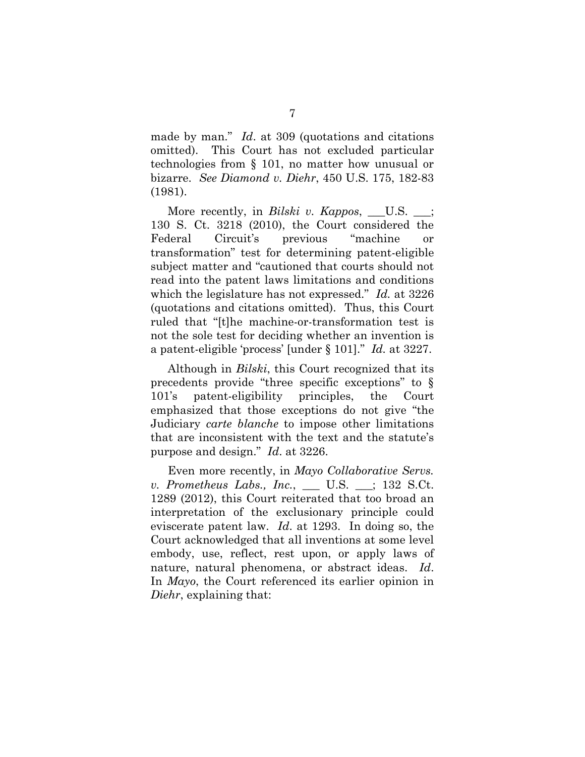made by man." *Id*. at 309 (quotations and citations omitted). This Court has not excluded particular technologies from § 101, no matter how unusual or bizarre. *See Diamond v. Diehr*, 450 U.S. 175, 182-83 (1981).

More recently, in *Bilski v. Kappos*, ___U.S. ___; 130 S. Ct. 3218 (2010), the Court considered the Federal Circuit's previous "machine or transformation" test for determining patent-eligible subject matter and "cautioned that courts should not read into the patent laws limitations and conditions which the legislature has not expressed." *Id.* at 3226 (quotations and citations omitted). Thus, this Court ruled that "[t]he machine-or-transformation test is not the sole test for deciding whether an invention is a patent-eligible 'process' [under § 101]." *Id.* at 3227.

Although in *Bilski*, this Court recognized that its precedents provide "three specific exceptions" to § 101's patent-eligibility principles, the Court emphasized that those exceptions do not give "the Judiciary *carte blanche* to impose other limitations that are inconsistent with the text and the statute's purpose and design." *Id*. at 3226.

Even more recently, in *Mayo Collaborative Servs. v. Prometheus Labs., Inc.*, ___ U.S. ___; 132 S.Ct. 1289 (2012), this Court reiterated that too broad an interpretation of the exclusionary principle could eviscerate patent law. *Id*. at 1293. In doing so, the Court acknowledged that all inventions at some level embody, use, reflect, rest upon, or apply laws of nature, natural phenomena, or abstract ideas. *Id*. In *Mayo*, the Court referenced its earlier opinion in *Diehr*, explaining that: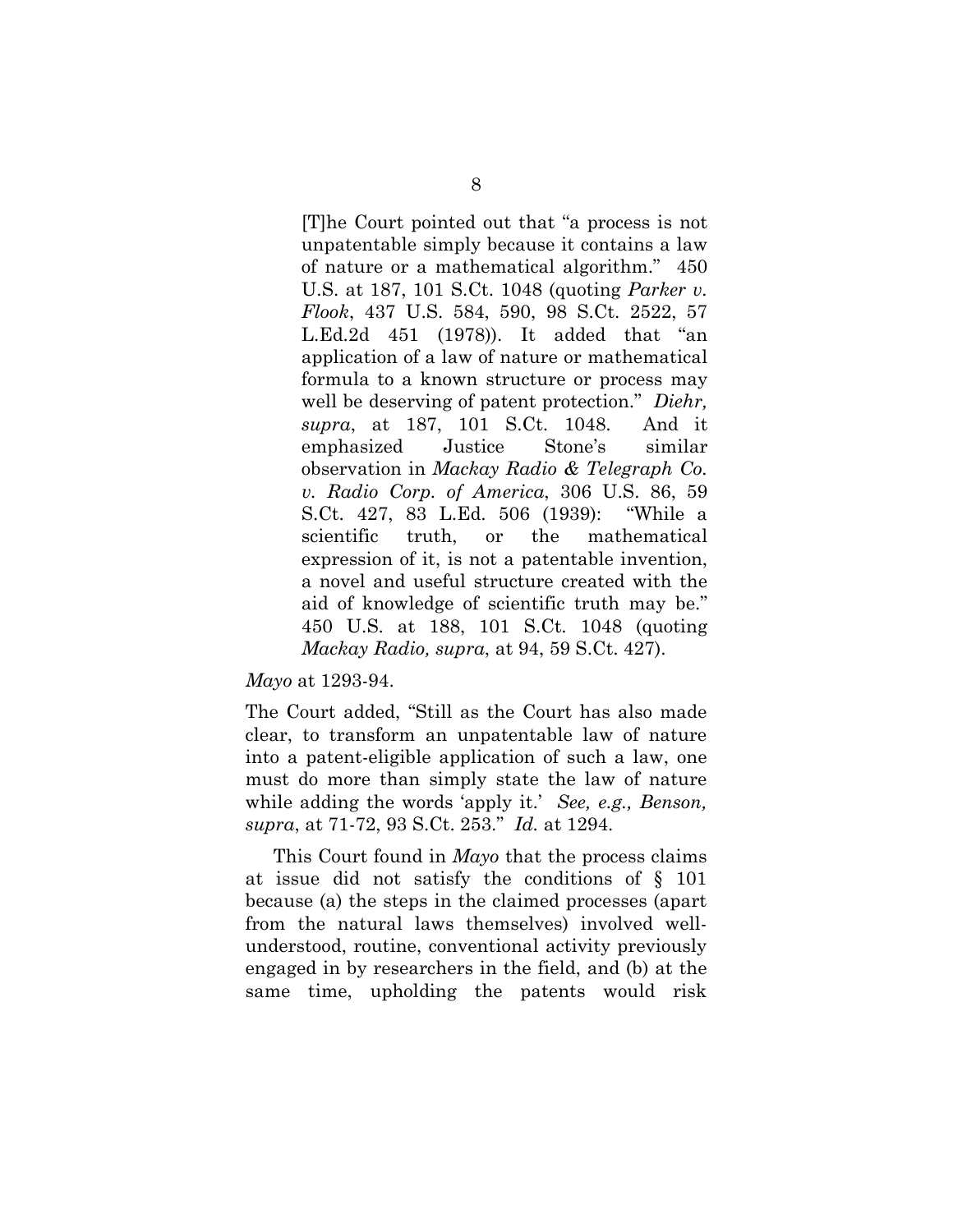> [T]he Court pointed out that "a process is not unpatentable simply because it contains a law of nature or a mathematical algorithm." 450 U.S. at 187, 101 S.Ct. 1048 (quoting *Parker v. Flook*, 437 U.S. 584, 590, 98 S.Ct. 2522, 57 L.Ed.2d 451 (1978)). It added that "an application of a law of nature or mathematical formula to a known structure or process may well be deserving of patent protection." *Diehr, supra*, at 187, 101 S.Ct. 1048. And it emphasized Justice Stone's similar observation in *Mackay Radio & Telegraph Co. v. Radio Corp. of America*, 306 U.S. 86, 59 S.Ct. 427, 83 L.Ed. 506 (1939): "While a scientific truth, or the mathematical expression of it, is not a patentable invention, a novel and useful structure created with the aid of knowledge of scientific truth may be." 450 U.S. at 188, 101 S.Ct. 1048 (quoting *Mackay Radio, supra*, at 94, 59 S.Ct. 427).

*Mayo* at 1293-94.

The Court added, "Still as the Court has also made clear, to transform an unpatentable law of nature into a patent-eligible application of such a law, one must do more than simply state the law of nature while adding the words 'apply it.' *See, e.g., Benson, supra*, at 71-72, 93 S.Ct. 253." *Id.* at 1294.

This Court found in *Mayo* that the process claims at issue did not satisfy the conditions of § 101 because (a) the steps in the claimed processes (apart from the natural laws themselves) involved well-understood, routine, conventional activity previously engaged in by researchers in the field, and (b) at the same time, upholding the patents would risk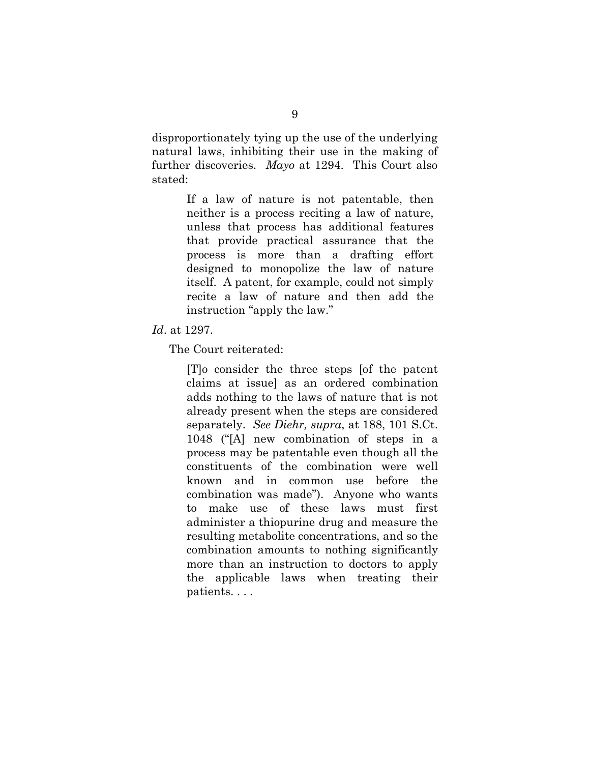disproportionately tying up the use of the underlying natural laws, inhibiting their use in the making of further discoveries. *Mayo* at 1294. This Court also stated:

> If a law of nature is not patentable, then neither is a process reciting a law of nature, unless that process has additional features that provide practical assurance that the process is more than a drafting effort designed to monopolize the law of nature itself. A patent, for example, could not simply recite a law of nature and then add the instruction "apply the law."

*Id*. at 1297.

The Court reiterated:

> [T]o consider the three steps [of the patent claims at issue] as an ordered combination adds nothing to the laws of nature that is not already present when the steps are considered separately. *See Diehr, supra*, at 188, 101 S.Ct. 1048 ("[A] new combination of steps in a process may be patentable even though all the constituents of the combination were well known and in common use before the combination was made"). Anyone who wants to make use of these laws must first administer a thiopurine drug and measure the resulting metabolite concentrations, and so the combination amounts to nothing significantly more than an instruction to doctors to apply the applicable laws when treating their patients. . . .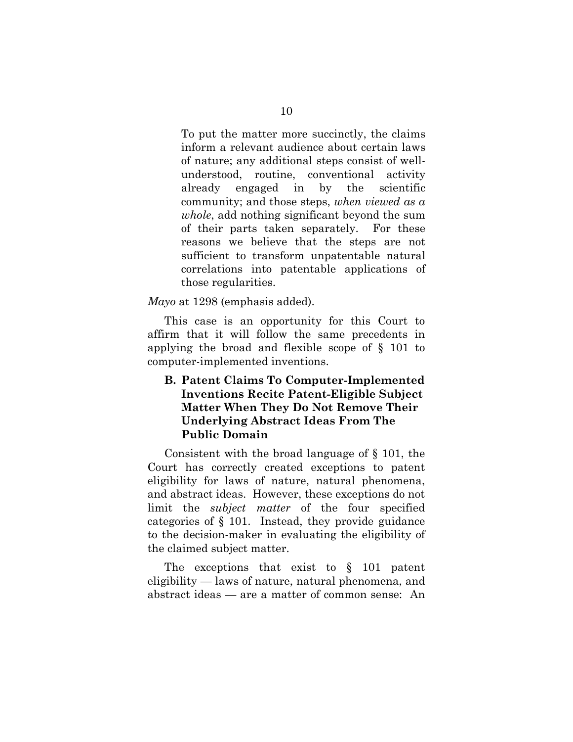> To put the matter more succinctly, the claims inform a relevant audience about certain laws of nature; any additional steps consist of well-understood, routine, conventional activity already engaged in by the scientific community; and those steps, *when viewed as a whole*, add nothing significant beyond the sum of their parts taken separately. For these reasons we believe that the steps are not sufficient to transform unpatentable natural correlations into patentable applications of those regularities.

*Mayo* at 1298 (emphasis added).

This case is an opportunity for this Court to affirm that it will follow the same precedents in applying the broad and flexible scope of § 101 to computer-implemented inventions.

### B. Patent Claims To Computer-Implemented Inventions Recite Patent-Eligible Subject Matter When They Do Not Remove Their Underlying Abstract Ideas From The Public Domain

Consistent with the broad language of § 101, the Court has correctly created exceptions to patent eligibility for laws of nature, natural phenomena, and abstract ideas. However, these exceptions do not limit the *subject matter* of the four specified categories of § 101. Instead, they provide guidance to the decision-maker in evaluating the eligibility of the claimed subject matter.

The exceptions that exist to § 101 patent eligibility — laws of nature, natural phenomena, and abstract ideas — are a matter of common sense: An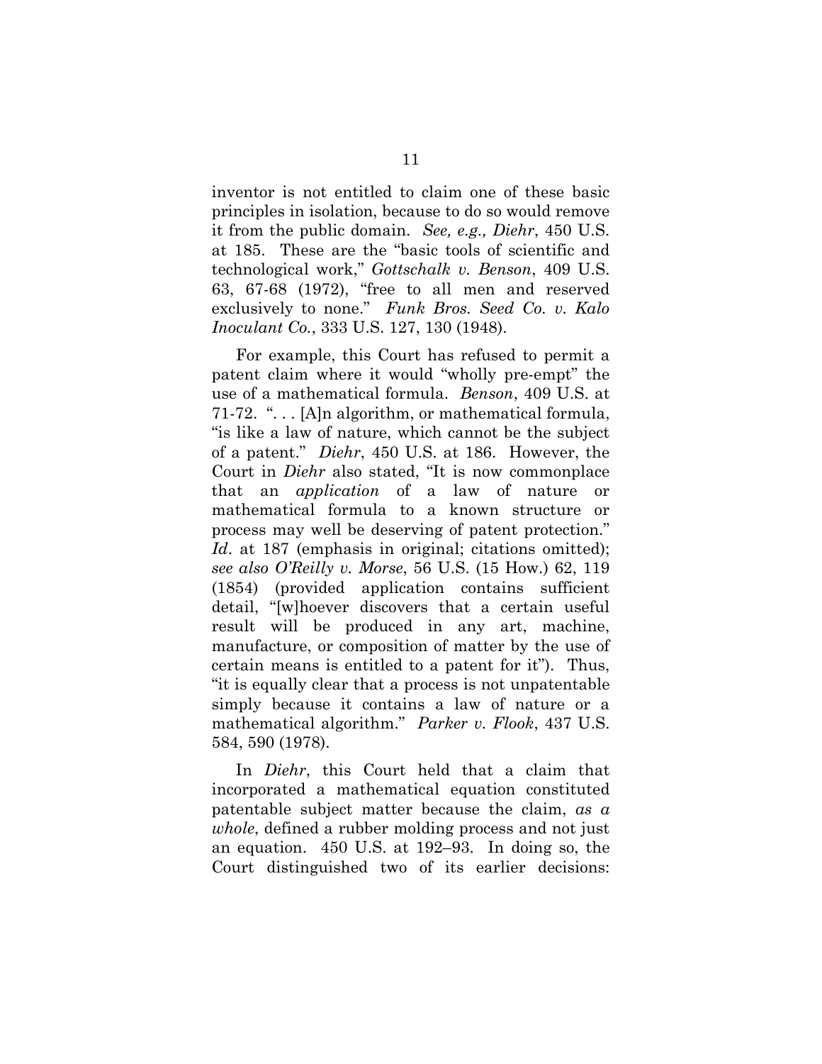inventor is not entitled to claim one of these basic principles in isolation, because to do so would remove it from the public domain. *See, e.g., Diehr*, 450 U.S. at 185. These are the "basic tools of scientific and technological work," *Gottschalk v. Benson*, 409 U.S. 63, 67-68 (1972), "free to all men and reserved exclusively to none." *Funk Bros. Seed Co. v. Kalo Inoculant Co.*, 333 U.S. 127, 130 (1948).

For example, this Court has refused to permit a patent claim where it would "wholly pre-empt" the use of a mathematical formula. *Benson*, 409 U.S. at 71-72. ". . . [A]n algorithm, or mathematical formula, "is like a law of nature, which cannot be the subject of a patent." *Diehr*, 450 U.S. at 186. However, the Court in *Diehr* also stated, "It is now commonplace that an *application* of a law of nature or mathematical formula to a known structure or process may well be deserving of patent protection." *Id*. at 187 (emphasis in original; citations omitted); *see also O'Reilly v. Morse*, 56 U.S. (15 How.) 62, 119 (1854) (provided application contains sufficient detail, "[w]hoever discovers that a certain useful result will be produced in any art, machine, manufacture, or composition of matter by the use of certain means is entitled to a patent for it"). Thus, "it is equally clear that a process is not unpatentable simply because it contains a law of nature or a mathematical algorithm." *Parker v. Flook*, 437 U.S. 584, 590 (1978).

In *Diehr*, this Court held that a claim that incorporated a mathematical equation constituted patentable subject matter because the claim, *as a whole*, defined a rubber molding process and not just an equation. 450 U.S. at 192–93. In doing so, the Court distinguished two of its earlier decisions: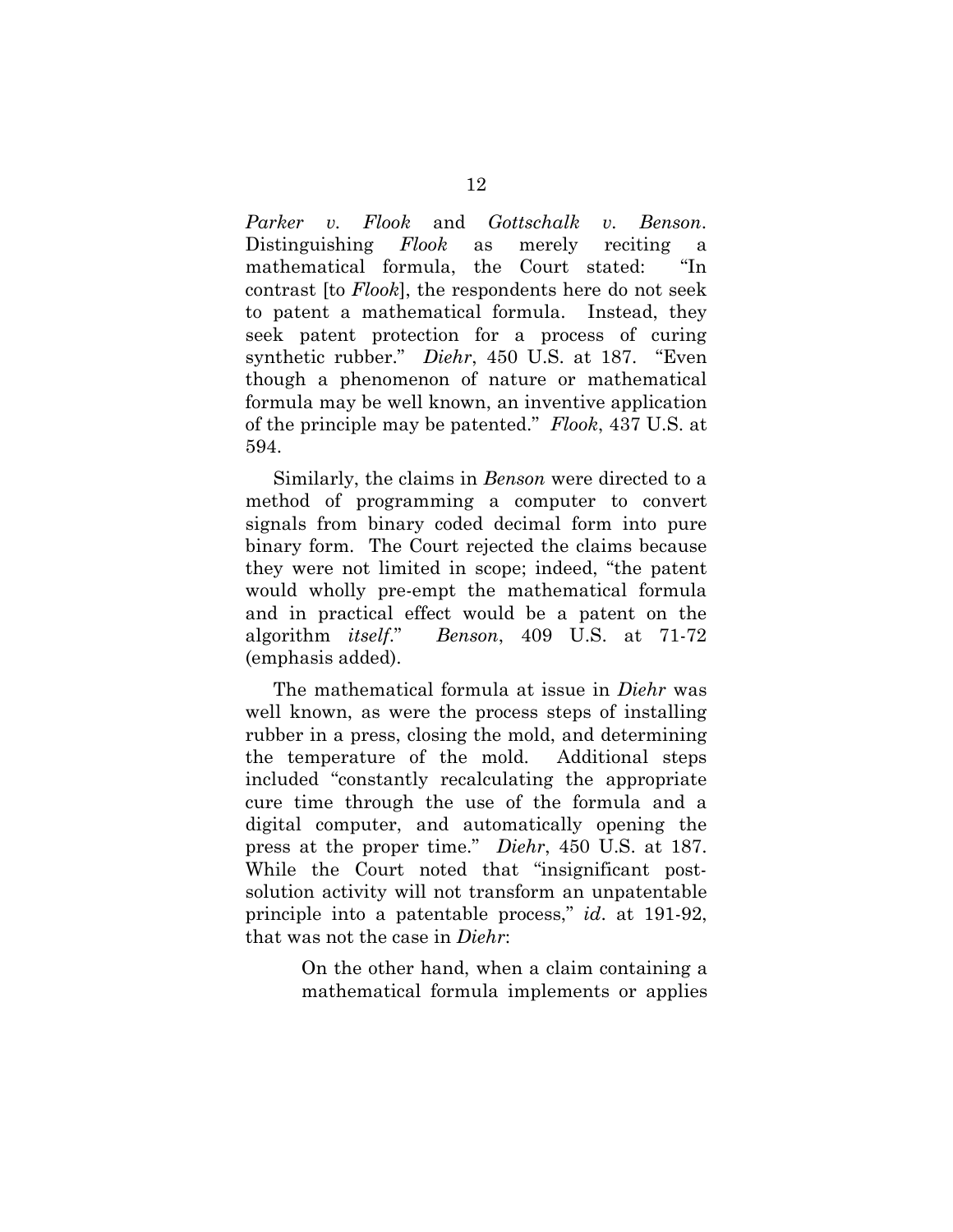*Parker v. Flook* and *Gottschalk v. Benson*. Distinguishing *Flook* as merely reciting a mathematical formula, the Court stated: "In contrast [to *Flook*], the respondents here do not seek to patent a mathematical formula. Instead, they seek patent protection for a process of curing synthetic rubber." *Diehr*, 450 U.S. at 187. "Even though a phenomenon of nature or mathematical formula may be well known, an inventive application of the principle may be patented." *Flook*, 437 U.S. at 594.

Similarly, the claims in *Benson* were directed to a method of programming a computer to convert signals from binary coded decimal form into pure binary form. The Court rejected the claims because they were not limited in scope; indeed, "the patent would wholly pre-empt the mathematical formula and in practical effect would be a patent on the algorithm *itself*." *Benson*, 409 U.S. at 71-72 (emphasis added).

The mathematical formula at issue in *Diehr* was well known, as were the process steps of installing rubber in a press, closing the mold, and determining the temperature of the mold. Additional steps included "constantly recalculating the appropriate cure time through the use of the formula and a digital computer, and automatically opening the press at the proper time." *Diehr*, 450 U.S. at 187. While the Court noted that "insignificant post-solution activity will not transform an unpatentable principle into a patentable process," *id*. at 191-92, that was not the case in *Diehr*:

> On the other hand, when a claim containing a mathematical formula implements or applies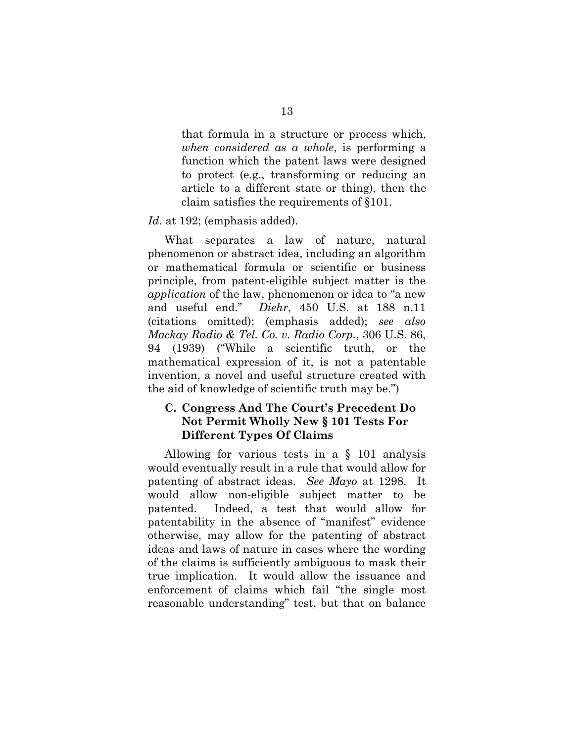> that formula in a structure or process which, *when considered as a whole*, is performing a function which the patent laws were designed to protect (e.g., transforming or reducing an article to a different state or thing), then the claim satisfies the requirements of §101.

*Id*. at 192; (emphasis added).

What separates a law of nature, natural phenomenon or abstract idea, including an algorithm or mathematical formula or scientific or business principle, from patent-eligible subject matter is the *application* of the law, phenomenon or idea to "a new and useful end." *Diehr*, 450 U.S. at 188 n.11 (citations omitted); (emphasis added); *see also Mackay Radio & Tel. Co. v. Radio Corp.*, 306 U.S. 86, 94 (1939) ("While a scientific truth, or the mathematical expression of it, is not a patentable invention, a novel and useful structure created with the aid of knowledge of scientific truth may be.")

### C. Congress And The Court's Precedent Do Not Permit Wholly New § 101 Tests For Different Types Of Claims

Allowing for various tests in a § 101 analysis would eventually result in a rule that would allow for patenting of abstract ideas. *See Mayo* at 1298. It would allow non-eligible subject matter to be patented. Indeed, a test that would allow for patentability in the absence of "manifest" evidence otherwise, may allow for the patenting of abstract ideas and laws of nature in cases where the wording of the claims is sufficiently ambiguous to mask their true implication. It would allow the issuance and enforcement of claims which fail "the single most reasonable understanding" test, but that on balance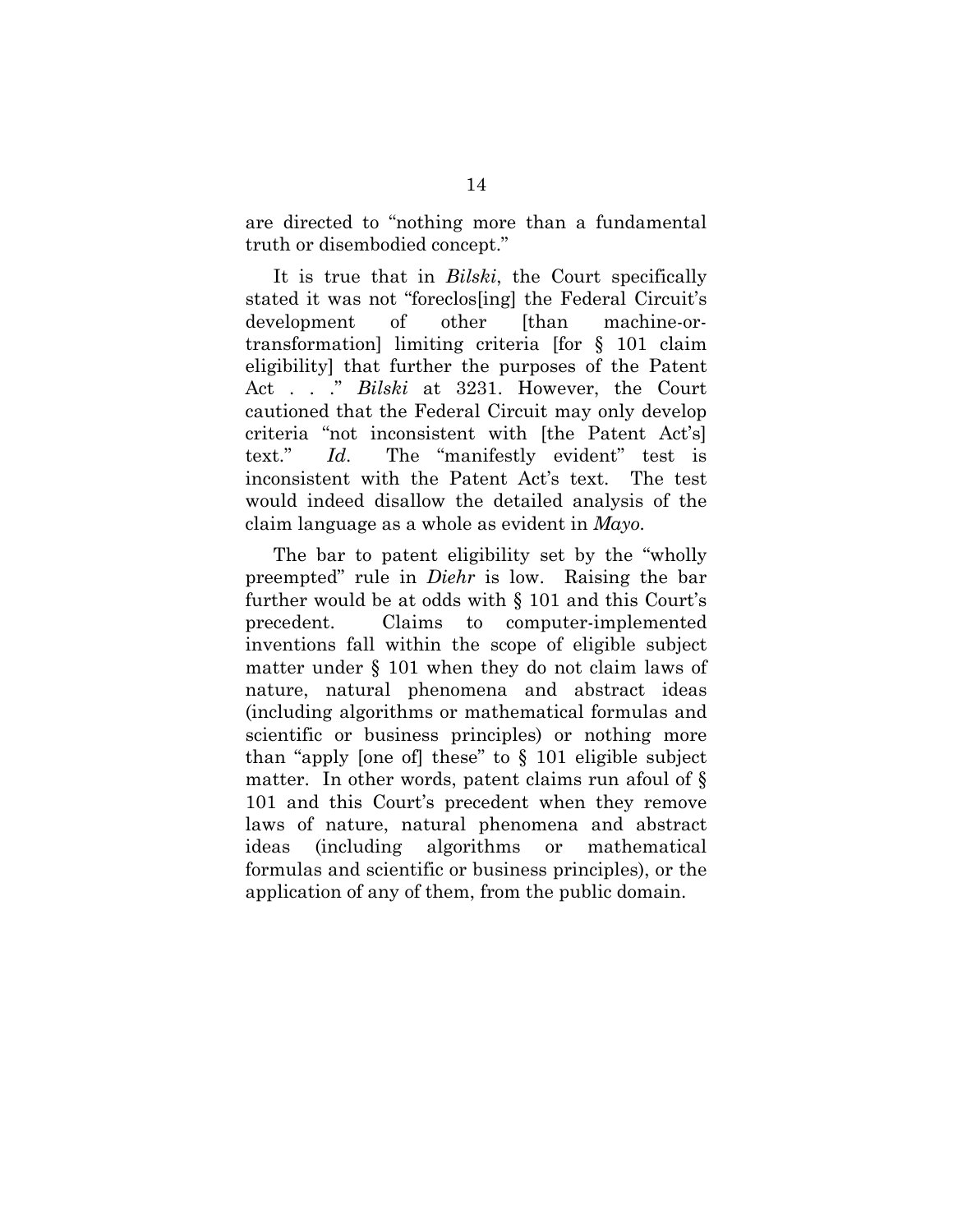are directed to "nothing more than a fundamental truth or disembodied concept."

It is true that in *Bilski*, the Court specifically stated it was not "foreclos[ing] the Federal Circuit's development of other [than machine-or-transformation] limiting criteria [for § 101 claim eligibility] that further the purposes of the Patent Act . . ." *Bilski* at 3231. However, the Court cautioned that the Federal Circuit may only develop criteria "not inconsistent with [the Patent Act's] text." *Id*. The "manifestly evident" test is inconsistent with the Patent Act's text. The test would indeed disallow the detailed analysis of the claim language as a whole as evident in *Mayo*.

The bar to patent eligibility set by the "wholly preempted" rule in *Diehr* is low. Raising the bar further would be at odds with § 101 and this Court's precedent. Claims to computer-implemented inventions fall within the scope of eligible subject matter under § 101 when they do not claim laws of nature, natural phenomena and abstract ideas (including algorithms or mathematical formulas and scientific or business principles) or nothing more than "apply [one of] these" to § 101 eligible subject matter. In other words, patent claims run afoul of § 101 and this Court's precedent when they remove laws of nature, natural phenomena and abstract ideas (including algorithms or mathematical formulas and scientific or business principles), or the application of any of them, from the public domain.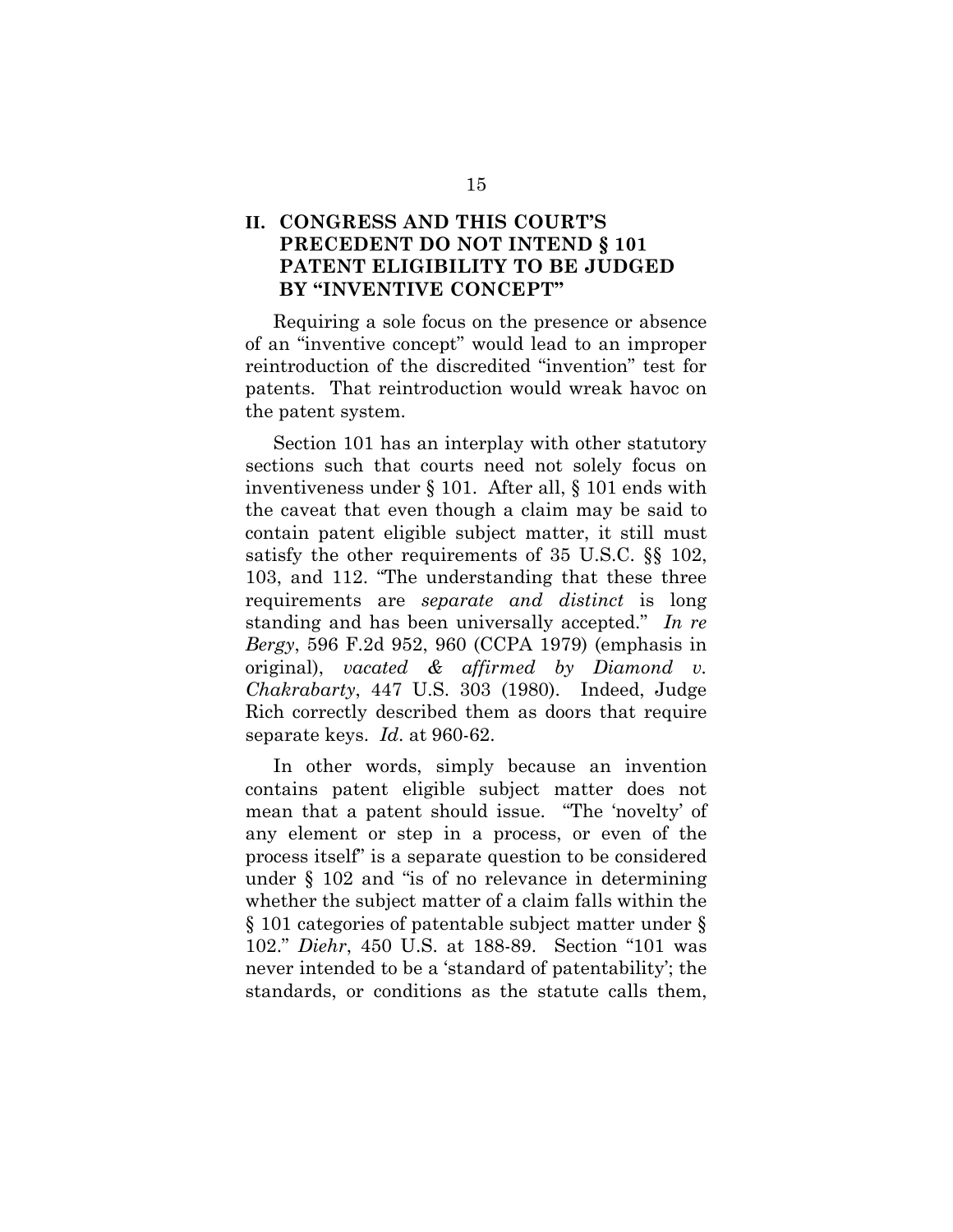## II. CONGRESS AND THIS COURT'S PRECEDENT DO NOT INTEND § 101 PATENT ELIGIBILITY TO BE JUDGED BY "INVENTIVE CONCEPT"

Requiring a sole focus on the presence or absence of an "inventive concept" would lead to an improper reintroduction of the discredited "invention" test for patents. That reintroduction would wreak havoc on the patent system.

Section 101 has an interplay with other statutory sections such that courts need not solely focus on inventiveness under § 101. After all, § 101 ends with the caveat that even though a claim may be said to contain patent eligible subject matter, it still must satisfy the other requirements of 35 U.S.C. §§ 102, 103, and 112. "The understanding that these three requirements are *separate and distinct* is long standing and has been universally accepted." *In re Bergy*, 596 F.2d 952, 960 (CCPA 1979) (emphasis in original), *vacated & affirmed by Diamond v. Chakrabarty*, 447 U.S. 303 (1980). Indeed, Judge Rich correctly described them as doors that require separate keys. *Id*. at 960-62.

In other words, simply because an invention contains patent eligible subject matter does not mean that a patent should issue. "The 'novelty' of any element or step in a process, or even of the process itself" is a separate question to be considered under § 102 and "is of no relevance in determining whether the subject matter of a claim falls within the § 101 categories of patentable subject matter under § 102." *Diehr*, 450 U.S. at 188-89. Section "101 was never intended to be a 'standard of patentability'; the standards, or conditions as the statute calls them,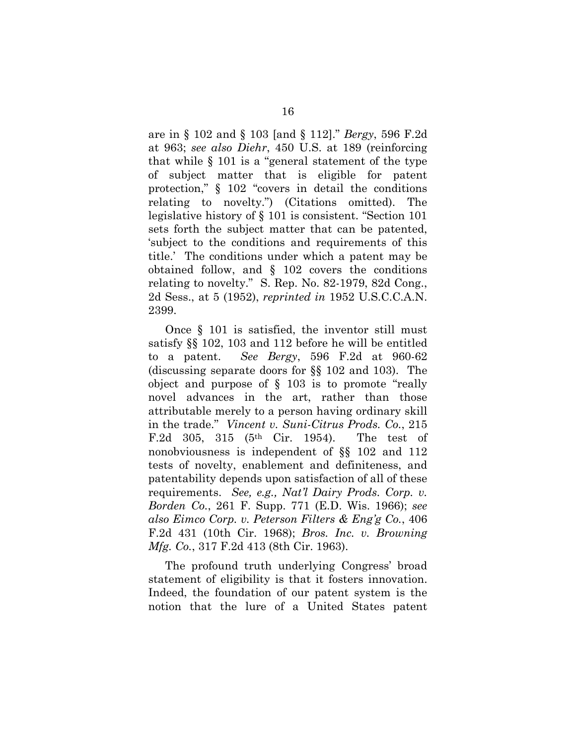are in § 102 and § 103 [and § 112]." *Bergy*, 596 F.2d at 963; *see also Diehr*, 450 U.S. at 189 (reinforcing that while § 101 is a "general statement of the type of subject matter that is eligible for patent protection," § 102 "covers in detail the conditions relating to novelty.") (Citations omitted). The legislative history of § 101 is consistent. "Section 101 sets forth the subject matter that can be patented, 'subject to the conditions and requirements of this title.' The conditions under which a patent may be obtained follow, and § 102 covers the conditions relating to novelty." S. Rep. No. 82-1979, 82d Cong., 2d Sess., at 5 (1952), *reprinted in* 1952 U.S.C.C.A.N. 2399.

Once § 101 is satisfied, the inventor still must satisfy §§ 102, 103 and 112 before he will be entitled to a patent. *See Bergy*, 596 F.2d at 960-62 (discussing separate doors for §§ 102 and 103). The object and purpose of § 103 is to promote "really novel advances in the art, rather than those attributable merely to a person having ordinary skill in the trade." *Vincent v. Suni-Citrus Prods. Co.*, 215 F.2d 305, 315 (5th Cir. 1954). The test of nonobviousness is independent of §§ 102 and 112 tests of novelty, enablement and definiteness, and patentability depends upon satisfaction of all of these requirements. *See, e.g., Nat'l Dairy Prods. Corp. v. Borden Co.*, 261 F. Supp. 771 (E.D. Wis. 1966); *see also Eimco Corp. v. Peterson Filters & Eng'g Co.*, 406 F.2d 431 (10th Cir. 1968); *Bros. Inc. v. Browning Mfg. Co.*, 317 F.2d 413 (8th Cir. 1963).

The profound truth underlying Congress' broad statement of eligibility is that it fosters innovation. Indeed, the foundation of our patent system is the notion that the lure of a United States patent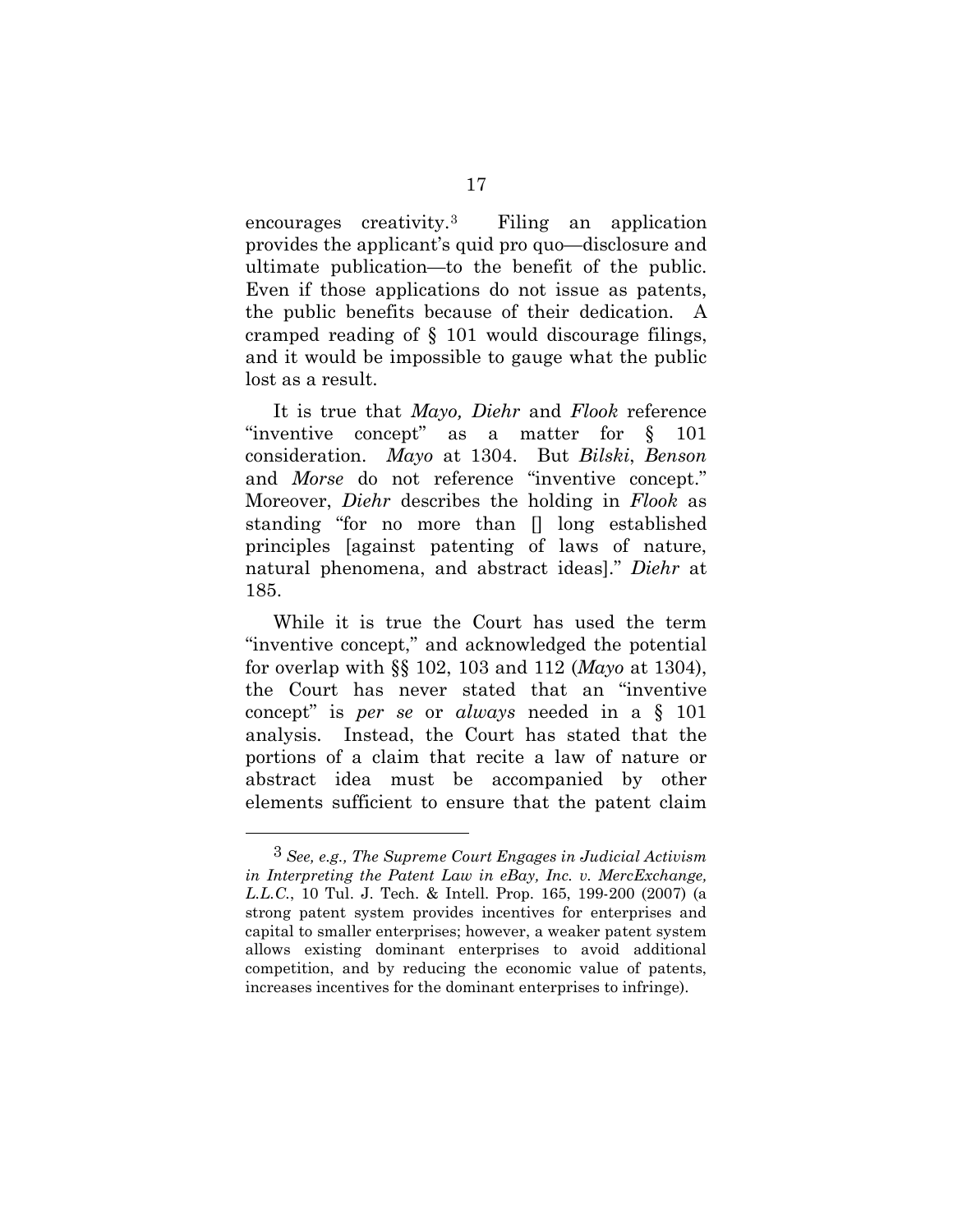encourages creativity.[3] Filing an application provides the applicant's quid pro quo—disclosure and ultimate publication—to the benefit of the public. Even if those applications do not issue as patents, the public benefits because of their dedication. A cramped reading of § 101 would discourage filings, and it would be impossible to gauge what the public lost as a result.

It is true that *Mayo, Diehr* and *Flook* reference "inventive concept" as a matter for § 101 consideration. *Mayo* at 1304. But *Bilski*, *Benson* and *Morse* do not reference "inventive concept." Moreover, *Diehr* describes the holding in *Flook* as standing "for no more than [] long established principles [against patenting of laws of nature, natural phenomena, and abstract ideas]." *Diehr* at 185.

While it is true the Court has used the term "inventive concept," and acknowledged the potential for overlap with §§ 102, 103 and 112 (*Mayo* at 1304), the Court has never stated that an "inventive concept" is *per se* or *always* needed in a § 101 analysis. Instead, the Court has stated that the portions of a claim that recite a law of nature or abstract idea must be accompanied by other elements sufficient to ensure that the patent claim

---

[3] *See, e.g., The Supreme Court Engages in Judicial Activism in Interpreting the Patent Law in eBay, Inc. v. MercExchange, L.L.C.*, 10 Tul. J. Tech. & Intell. Prop. 165, 199-200 (2007) (a strong patent system provides incentives for enterprises and capital to smaller enterprises; however, a weaker patent system allows existing dominant enterprises to avoid additional competition, and by reducing the economic value of patents, increases incentives for the dominant enterprises to infringe).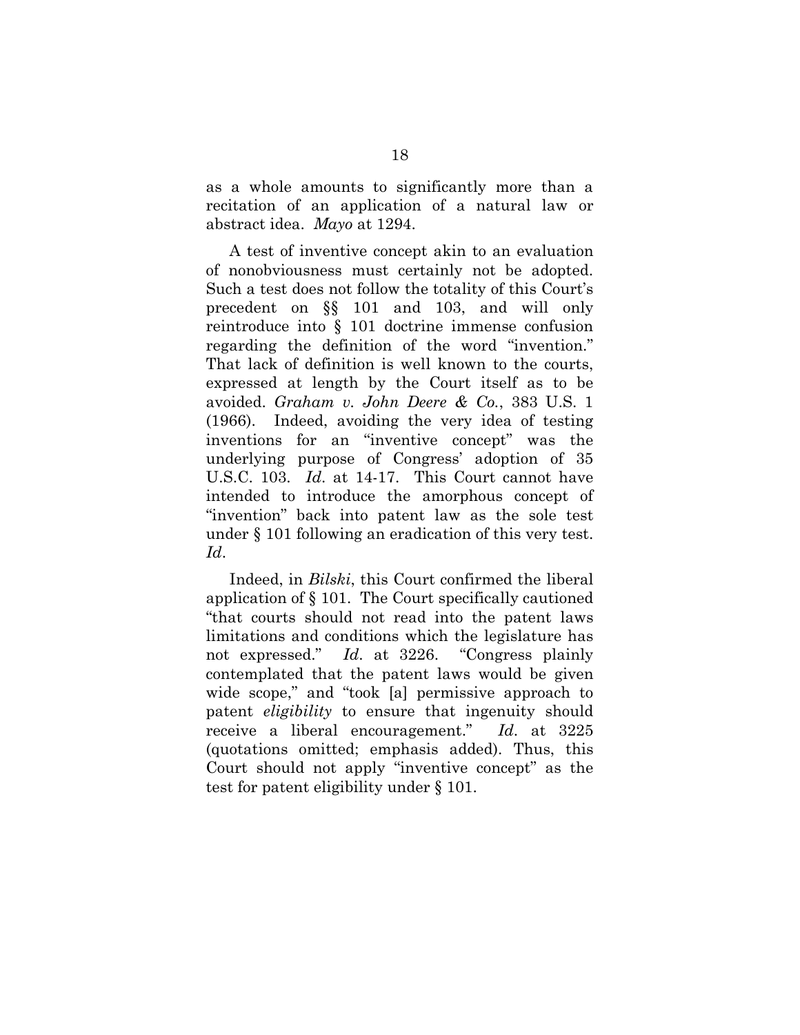as a whole amounts to significantly more than a recitation of an application of a natural law or abstract idea. *Mayo* at 1294.

A test of inventive concept akin to an evaluation of nonobviousness must certainly not be adopted. Such a test does not follow the totality of this Court's precedent on §§ 101 and 103, and will only reintroduce into § 101 doctrine immense confusion regarding the definition of the word "invention." That lack of definition is well known to the courts, expressed at length by the Court itself as to be avoided. *Graham v. John Deere & Co.*, 383 U.S. 1 (1966). Indeed, avoiding the very idea of testing inventions for an "inventive concept" was the underlying purpose of Congress' adoption of 35 U.S.C. 103. *Id*. at 14-17. This Court cannot have intended to introduce the amorphous concept of "invention" back into patent law as the sole test under § 101 following an eradication of this very test. *Id*.

Indeed, in *Bilski*, this Court confirmed the liberal application of § 101. The Court specifically cautioned "that courts should not read into the patent laws limitations and conditions which the legislature has not expressed." *Id*. at 3226. "Congress plainly contemplated that the patent laws would be given wide scope," and "took [a] permissive approach to patent *eligibility* to ensure that ingenuity should receive a liberal encouragement." *Id*. at 3225 (quotations omitted; emphasis added). Thus, this Court should not apply "inventive concept" as the test for patent eligibility under § 101.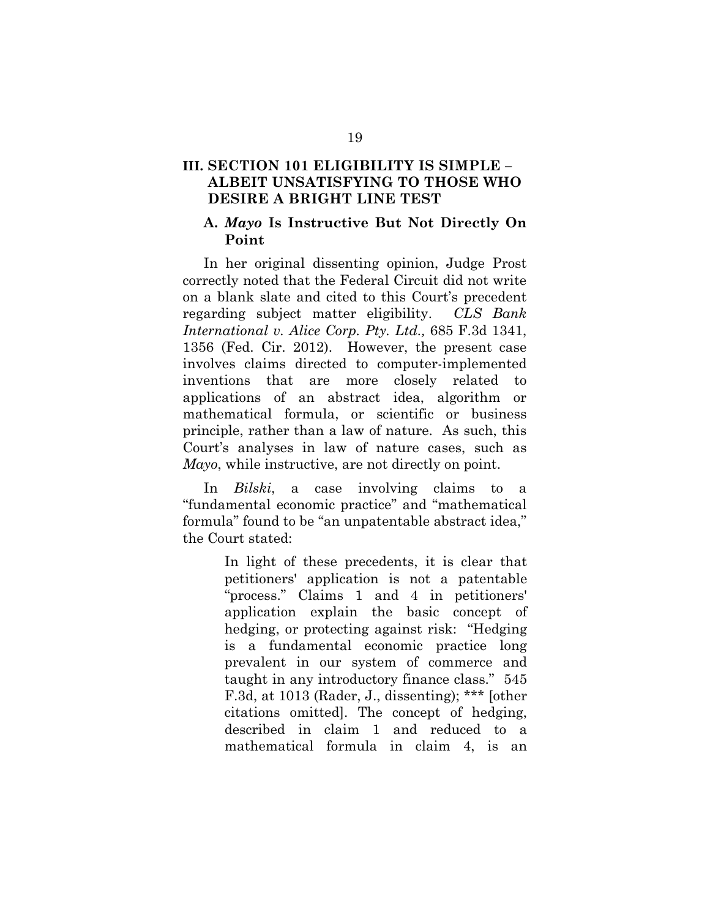## III. SECTION 101 ELIGIBILITY IS SIMPLE – ALBEIT UNSATISFYING TO THOSE WHO DESIRE A BRIGHT LINE TEST

### A. *Mayo* Is Instructive But Not Directly On Point

In her original dissenting opinion, Judge Prost correctly noted that the Federal Circuit did not write on a blank slate and cited to this Court's precedent regarding subject matter eligibility. *CLS Bank International v. Alice Corp. Pty. Ltd.,* 685 F.3d 1341, 1356 (Fed. Cir. 2012). However, the present case involves claims directed to computer-implemented inventions that are more closely related to applications of an abstract idea, algorithm or mathematical formula, or scientific or business principle, rather than a law of nature. As such, this Court's analyses in law of nature cases, such as *Mayo*, while instructive, are not directly on point.

In *Bilski*, a case involving claims to a "fundamental economic practice" and "mathematical formula" found to be "an unpatentable abstract idea," the Court stated:

> In light of these precedents, it is clear that petitioners' application is not a patentable "process." Claims 1 and 4 in petitioners' application explain the basic concept of hedging, or protecting against risk: "Hedging is a fundamental economic practice long prevalent in our system of commerce and taught in any introductory finance class." 545 F.3d, at 1013 (Rader, J., dissenting); *** [other citations omitted]. The concept of hedging, described in claim 1 and reduced to a mathematical formula in claim 4, is an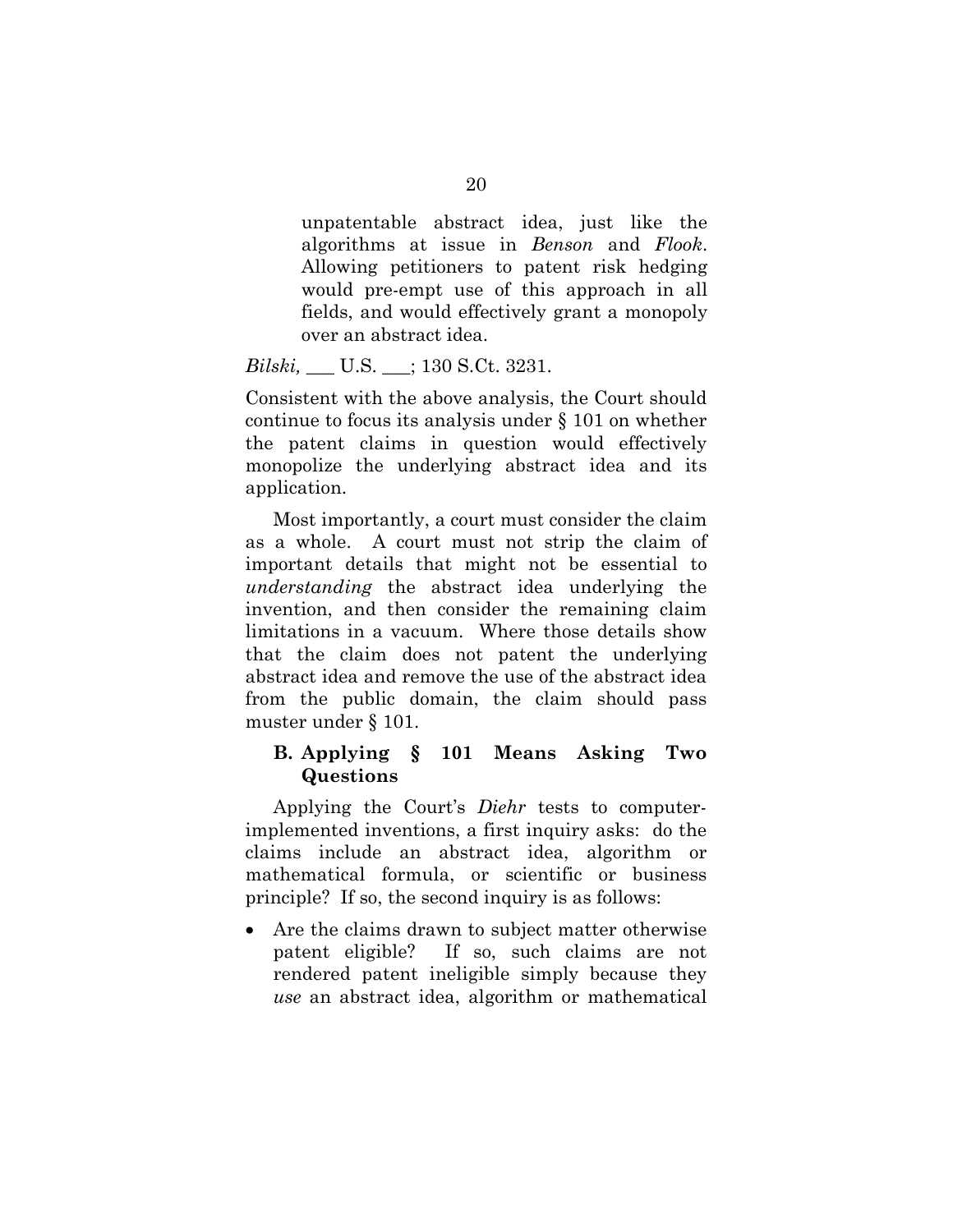> unpatentable abstract idea, just like the algorithms at issue in *Benson* and *Flook*. Allowing petitioners to patent risk hedging would pre-empt use of this approach in all fields, and would effectively grant a monopoly over an abstract idea.

*Bilski,* ___ U.S. ___; 130 S.Ct. 3231.

Consistent with the above analysis, the Court should continue to focus its analysis under § 101 on whether the patent claims in question would effectively monopolize the underlying abstract idea and its application.

Most importantly, a court must consider the claim as a whole. A court must not strip the claim of important details that might not be essential to *understanding* the abstract idea underlying the invention, and then consider the remaining claim limitations in a vacuum. Where those details show that the claim does not patent the underlying abstract idea and remove the use of the abstract idea from the public domain, the claim should pass muster under § 101.

### B. Applying § 101 Means Asking Two Questions

Applying the Court's *Diehr* tests to computer-implemented inventions, a first inquiry asks: do the claims include an abstract idea, algorithm or mathematical formula, or scientific or business principle? If so, the second inquiry is as follows:

- Are the claims drawn to subject matter otherwise patent eligible? If so, such claims are not rendered patent ineligible simply because they *use* an abstract idea, algorithm or mathematical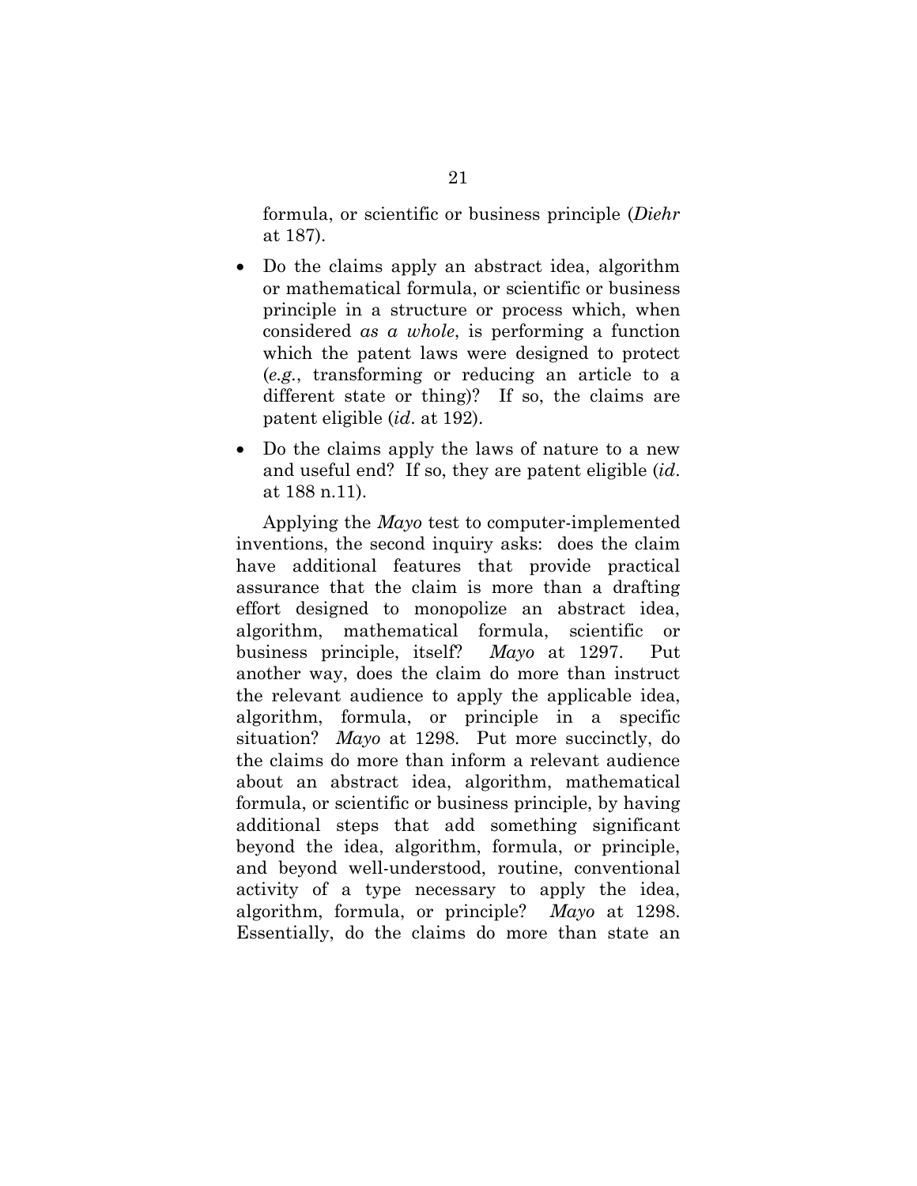formula, or scientific or business principle (*Diehr* at 187).

- Do the claims apply an abstract idea, algorithm or mathematical formula, or scientific or business principle in a structure or process which, when considered *as a whole*, is performing a function which the patent laws were designed to protect (*e.g.*, transforming or reducing an article to a different state or thing)? If so, the claims are patent eligible (*id*. at 192).

- Do the claims apply the laws of nature to a new and useful end? If so, they are patent eligible (*id*. at 188 n.11).

Applying the *Mayo* test to computer-implemented inventions, the second inquiry asks: does the claim have additional features that provide practical assurance that the claim is more than a drafting effort designed to monopolize an abstract idea, algorithm, mathematical formula, scientific or business principle, itself? *Mayo* at 1297. Put another way, does the claim do more than instruct the relevant audience to apply the applicable idea, algorithm, formula, or principle in a specific situation? *Mayo* at 1298. Put more succinctly, do the claims do more than inform a relevant audience about an abstract idea, algorithm, mathematical formula, or scientific or business principle, by having additional steps that add something significant beyond the idea, algorithm, formula, or principle, and beyond well-understood, routine, conventional activity of a type necessary to apply the idea, algorithm, formula, or principle? *Mayo* at 1298. Essentially, do the claims do more than state an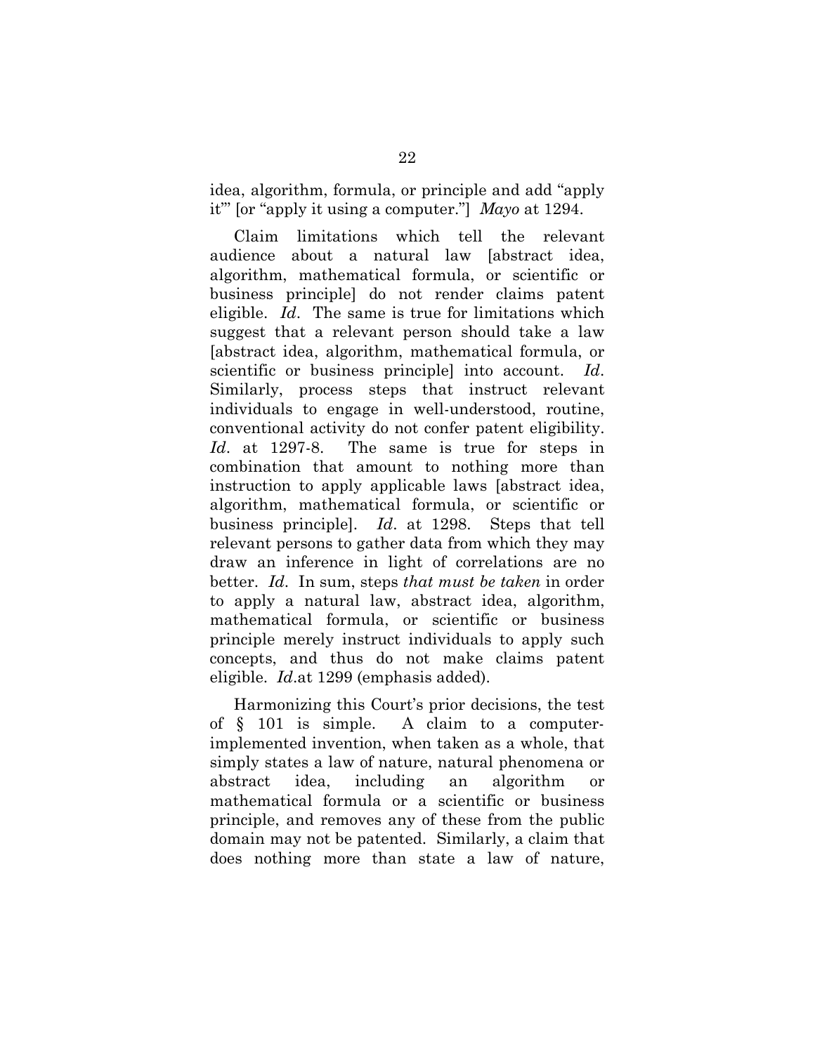idea, algorithm, formula, or principle and add "apply it'" [or "apply it using a computer."] *Mayo* at 1294.

Claim limitations which tell the relevant audience about a natural law [abstract idea, algorithm, mathematical formula, or scientific or business principle] do not render claims patent eligible. *Id*. The same is true for limitations which suggest that a relevant person should take a law [abstract idea, algorithm, mathematical formula, or scientific or business principle] into account. *Id*. Similarly, process steps that instruct relevant individuals to engage in well-understood, routine, conventional activity do not confer patent eligibility. *Id*. at 1297-8. The same is true for steps in combination that amount to nothing more than instruction to apply applicable laws [abstract idea, algorithm, mathematical formula, or scientific or business principle]. *Id*. at 1298. Steps that tell relevant persons to gather data from which they may draw an inference in light of correlations are no better. *Id*. In sum, steps *that must be taken* in order to apply a natural law, abstract idea, algorithm, mathematical formula, or scientific or business principle merely instruct individuals to apply such concepts, and thus do not make claims patent eligible. *Id*.at 1299 (emphasis added).

Harmonizing this Court's prior decisions, the test of § 101 is simple. A claim to a computer-implemented invention, when taken as a whole, that simply states a law of nature, natural phenomena or abstract idea, including an algorithm or mathematical formula or a scientific or business principle, and removes any of these from the public domain may not be patented. Similarly, a claim that does nothing more than state a law of nature,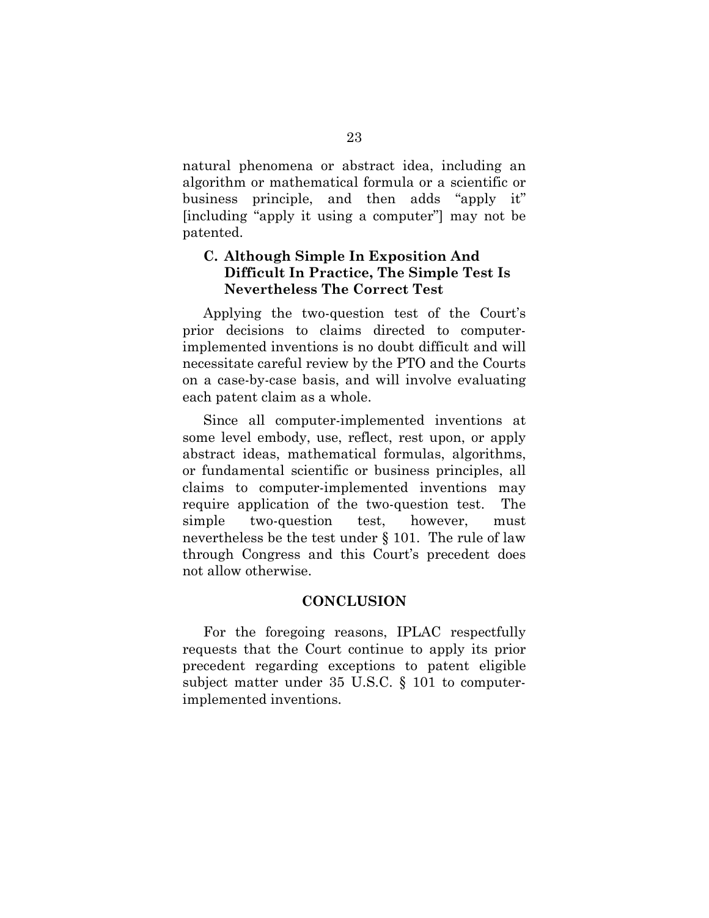natural phenomena or abstract idea, including an algorithm or mathematical formula or a scientific or business principle, and then adds "apply it" [including "apply it using a computer"] may not be patented.

### C. Although Simple In Exposition And Difficult In Practice, The Simple Test Is Nevertheless The Correct Test

Applying the two-question test of the Court's prior decisions to claims directed to computer-implemented inventions is no doubt difficult and will necessitate careful review by the PTO and the Courts on a case-by-case basis, and will involve evaluating each patent claim as a whole.

Since all computer-implemented inventions at some level embody, use, reflect, rest upon, or apply abstract ideas, mathematical formulas, algorithms, or fundamental scientific or business principles, all claims to computer-implemented inventions may require application of the two-question test. The simple two-question test, however, must nevertheless be the test under § 101. The rule of law through Congress and this Court's precedent does not allow otherwise.

## CONCLUSION

For the foregoing reasons, IPLAC respectfully requests that the Court continue to apply its prior precedent regarding exceptions to patent eligible subject matter under 35 U.S.C. § 101 to computer-implemented inventions.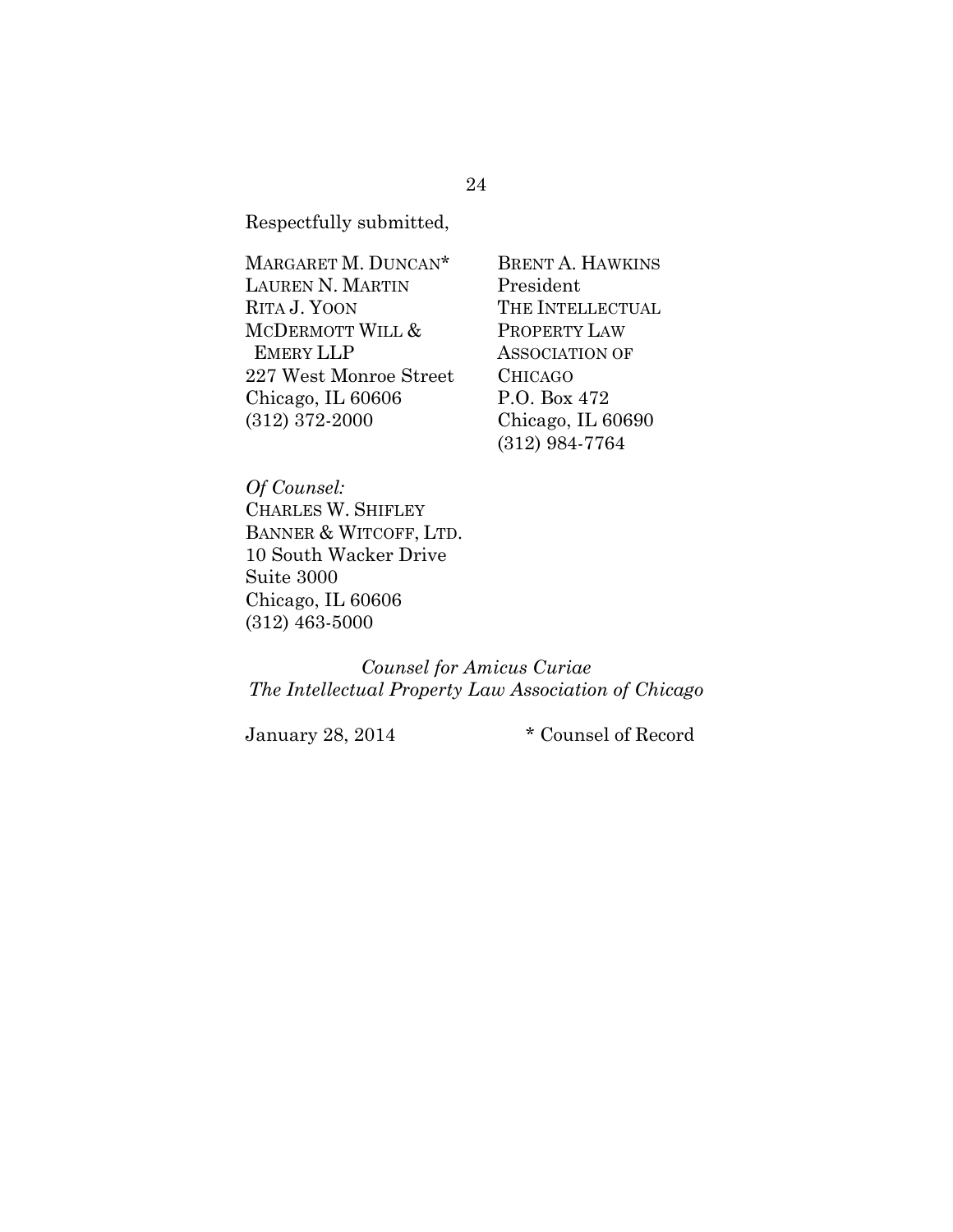Respectfully submitted,

MARGARET M. DUNCAN*
LAUREN N. MARTIN
RITA J. YOON
MCDERMOTT WILL & EMERY LLP
227 West Monroe Street
Chicago, IL 60606
(312) 372-2000

BRENT A. HAWKINS
President
THE INTELLECTUAL PROPERTY LAW ASSOCIATION OF CHICAGO
P.O. Box 472
Chicago, IL 60690
(312) 984-7764

*Of Counsel:*
CHARLES W. SHIFLEY
BANNER & WITCOFF, LTD.
10 South Wacker Drive
Suite 3000
Chicago, IL 60606
(312) 463-5000

*Counsel for Amicus Curiae*
*The Intellectual Property Law Association of Chicago*

January 28, 2014

\* Counsel of Record